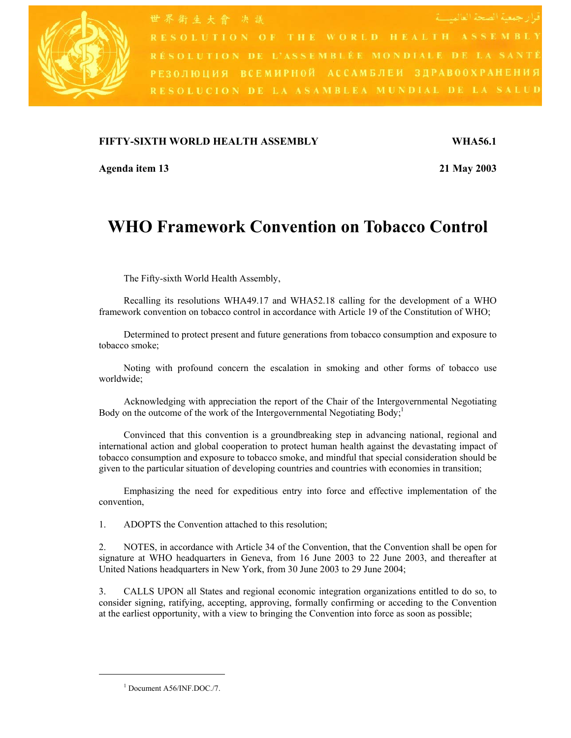世界衛生大會 決議 قرار جمعية الصحة العالمية

RESOLUTION OF THE WORLD HEALTH ASSEMBLY

RÉSOLUTION DE L'ASSEMBLÉE MONDIALE DE LA SANTÉ

РЕЗОЛЮЦИЯ ВСЕМИРНОЙ АССАМБЛЕИ ЗДРАВООХРАНЕНИЯ

RESOLUCION DE LA ASAMBLEA MUNDIAL DE LA SALUD

**FIFTY-SIXTH WORLD HEALTH ASSEMBLY** **WHA56.1**

**Agenda item 13** **21 May 2003**

# WHO Framework Convention on Tobacco Control

The Fifty-sixth World Health Assembly,

Recalling its resolutions WHA49.17 and WHA52.18 calling for the development of a WHO framework convention on tobacco control in accordance with Article 19 of the Constitution of WHO;

Determined to protect present and future generations from tobacco consumption and exposure to tobacco smoke;

Noting with profound concern the escalation in smoking and other forms of tobacco use worldwide;

Acknowledging with appreciation the report of the Chair of the Intergovernmental Negotiating Body on the outcome of the work of the Intergovernmental Negotiating Body;[1]

Convinced that this convention is a groundbreaking step in advancing national, regional and international action and global cooperation to protect human health against the devastating impact of tobacco consumption and exposure to tobacco smoke, and mindful that special consideration should be given to the particular situation of developing countries and countries with economies in transition;

Emphasizing the need for expeditious entry into force and effective implementation of the convention,

1. ADOPTS the Convention attached to this resolution;

2. NOTES, in accordance with Article 34 of the Convention, that the Convention shall be open for signature at WHO headquarters in Geneva, from 16 June 2003 to 22 June 2003, and thereafter at United Nations headquarters in New York, from 30 June 2003 to 29 June 2004;

3. CALLS UPON all States and regional economic integration organizations entitled to do so, to consider signing, ratifying, accepting, approving, formally confirming or acceding to the Convention at the earliest opportunity, with a view to bringing the Convention into force as soon as possible;

---

[1] Document A56/INF.DOC./7.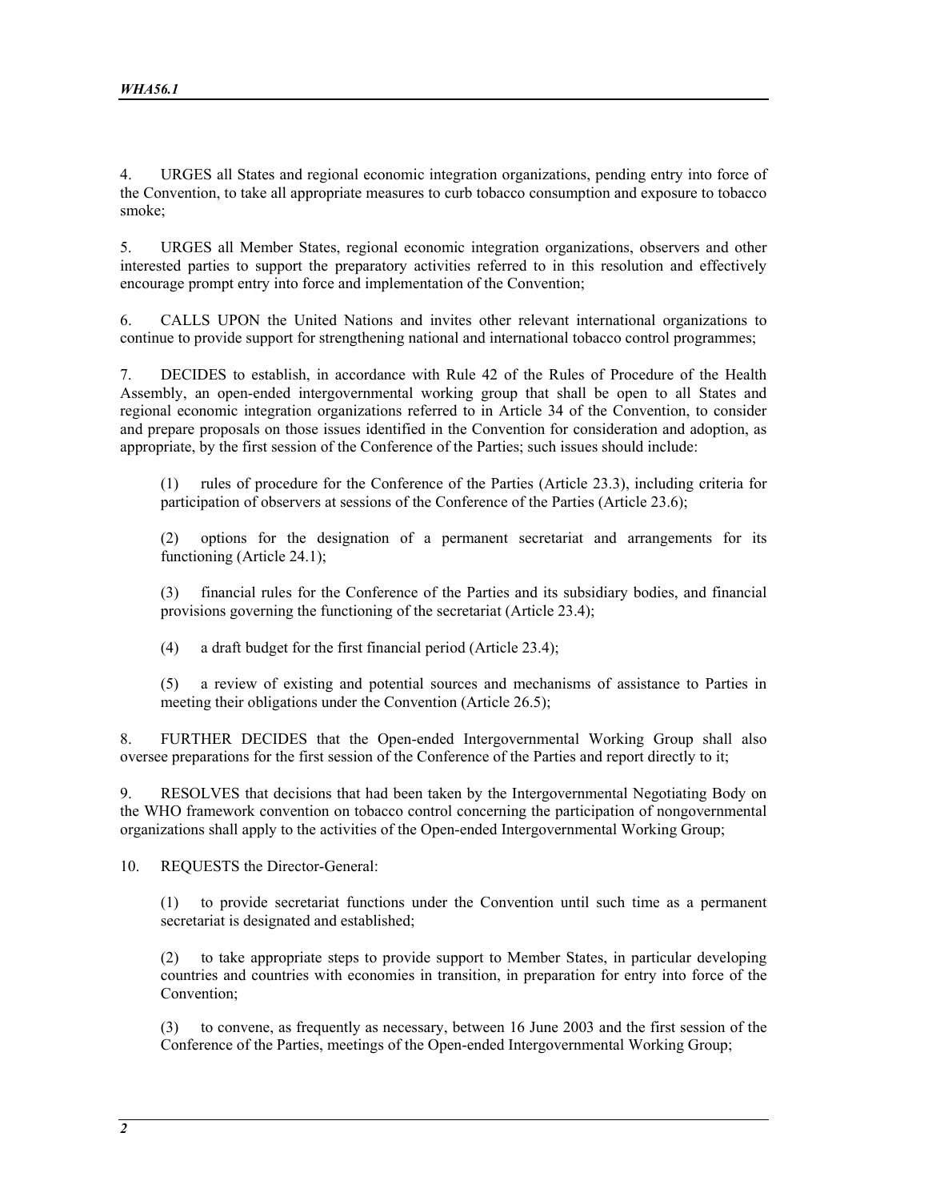4. URGES all States and regional economic integration organizations, pending entry into force of the Convention, to take all appropriate measures to curb tobacco consumption and exposure to tobacco smoke;

5. URGES all Member States, regional economic integration organizations, observers and other interested parties to support the preparatory activities referred to in this resolution and effectively encourage prompt entry into force and implementation of the Convention;

6. CALLS UPON the United Nations and invites other relevant international organizations to continue to provide support for strengthening national and international tobacco control programmes;

7. DECIDES to establish, in accordance with Rule 42 of the Rules of Procedure of the Health Assembly, an open-ended intergovernmental working group that shall be open to all States and regional economic integration organizations referred to in Article 34 of the Convention, to consider and prepare proposals on those issues identified in the Convention for consideration and adoption, as appropriate, by the first session of the Conference of the Parties; such issues should include:

(1) rules of procedure for the Conference of the Parties (Article 23.3), including criteria for participation of observers at sessions of the Conference of the Parties (Article 23.6);

(2) options for the designation of a permanent secretariat and arrangements for its functioning (Article 24.1);

(3) financial rules for the Conference of the Parties and its subsidiary bodies, and financial provisions governing the functioning of the secretariat (Article 23.4);

(4) a draft budget for the first financial period (Article 23.4);

(5) a review of existing and potential sources and mechanisms of assistance to Parties in meeting their obligations under the Convention (Article 26.5);

8. FURTHER DECIDES that the Open-ended Intergovernmental Working Group shall also oversee preparations for the first session of the Conference of the Parties and report directly to it;

9. RESOLVES that decisions that had been taken by the Intergovernmental Negotiating Body on the WHO framework convention on tobacco control concerning the participation of nongovernmental organizations shall apply to the activities of the Open-ended Intergovernmental Working Group;

10. REQUESTS the Director-General:

(1) to provide secretariat functions under the Convention until such time as a permanent secretariat is designated and established;

(2) to take appropriate steps to provide support to Member States, in particular developing countries and countries with economies in transition, in preparation for entry into force of the Convention;

(3) to convene, as frequently as necessary, between 16 June 2003 and the first session of the Conference of the Parties, meetings of the Open-ended Intergovernmental Working Group;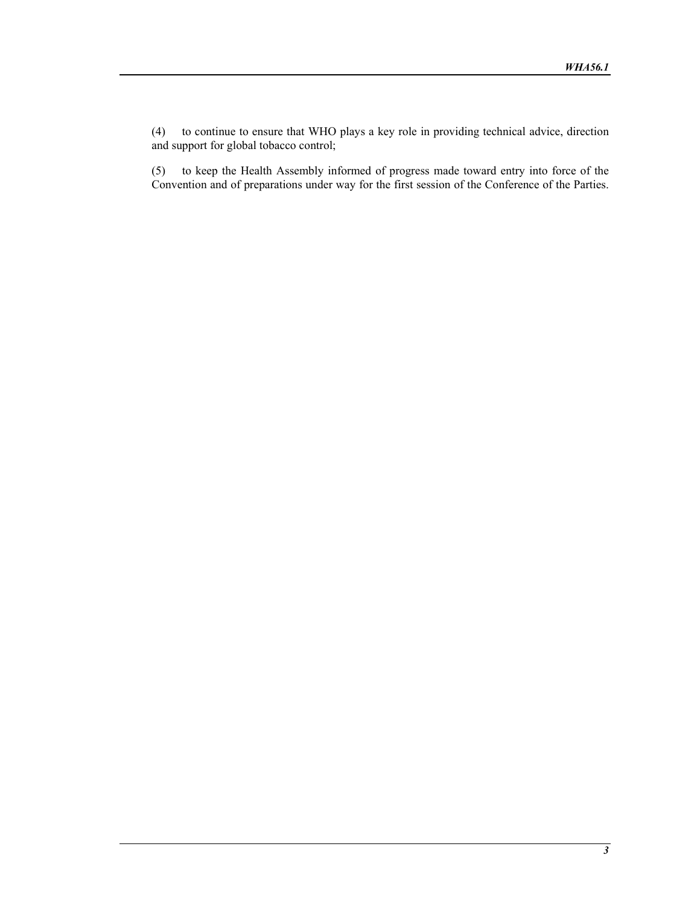(4) to continue to ensure that WHO plays a key role in providing technical advice, direction and support for global tobacco control;

(5) to keep the Health Assembly informed of progress made toward entry into force of the Convention and of preparations under way for the first session of the Conference of the Parties.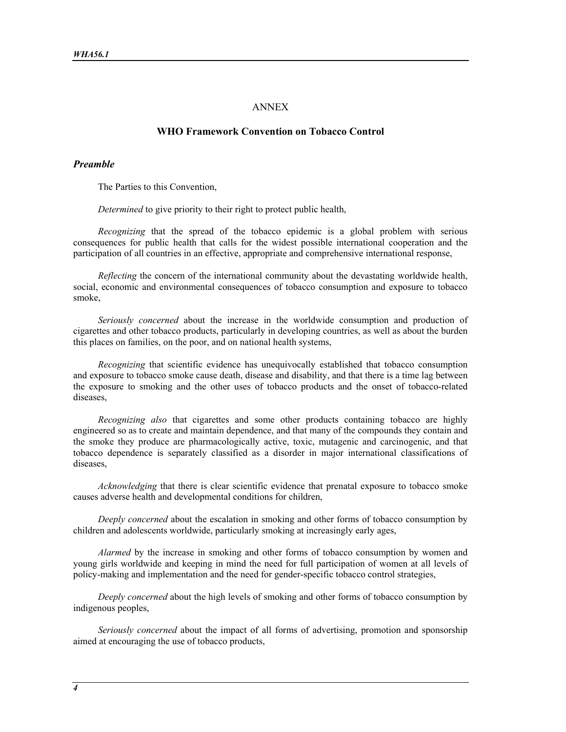ANNEX

## WHO Framework Convention on Tobacco Control

### *Preamble*

The Parties to this Convention,

*Determined* to give priority to their right to protect public health,

*Recognizing* that the spread of the tobacco epidemic is a global problem with serious consequences for public health that calls for the widest possible international cooperation and the participation of all countries in an effective, appropriate and comprehensive international response,

*Reflecting* the concern of the international community about the devastating worldwide health, social, economic and environmental consequences of tobacco consumption and exposure to tobacco smoke,

*Seriously concerned* about the increase in the worldwide consumption and production of cigarettes and other tobacco products, particularly in developing countries, as well as about the burden this places on families, on the poor, and on national health systems,

*Recognizing* that scientific evidence has unequivocally established that tobacco consumption and exposure to tobacco smoke cause death, disease and disability, and that there is a time lag between the exposure to smoking and the other uses of tobacco products and the onset of tobacco-related diseases,

*Recognizing also* that cigarettes and some other products containing tobacco are highly engineered so as to create and maintain dependence, and that many of the compounds they contain and the smoke they produce are pharmacologically active, toxic, mutagenic and carcinogenic, and that tobacco dependence is separately classified as a disorder in major international classifications of diseases,

*Acknowledging* that there is clear scientific evidence that prenatal exposure to tobacco smoke causes adverse health and developmental conditions for children,

*Deeply concerned* about the escalation in smoking and other forms of tobacco consumption by children and adolescents worldwide, particularly smoking at increasingly early ages,

*Alarmed* by the increase in smoking and other forms of tobacco consumption by women and young girls worldwide and keeping in mind the need for full participation of women at all levels of policy-making and implementation and the need for gender-specific tobacco control strategies,

*Deeply concerned* about the high levels of smoking and other forms of tobacco consumption by indigenous peoples,

*Seriously concerned* about the impact of all forms of advertising, promotion and sponsorship aimed at encouraging the use of tobacco products,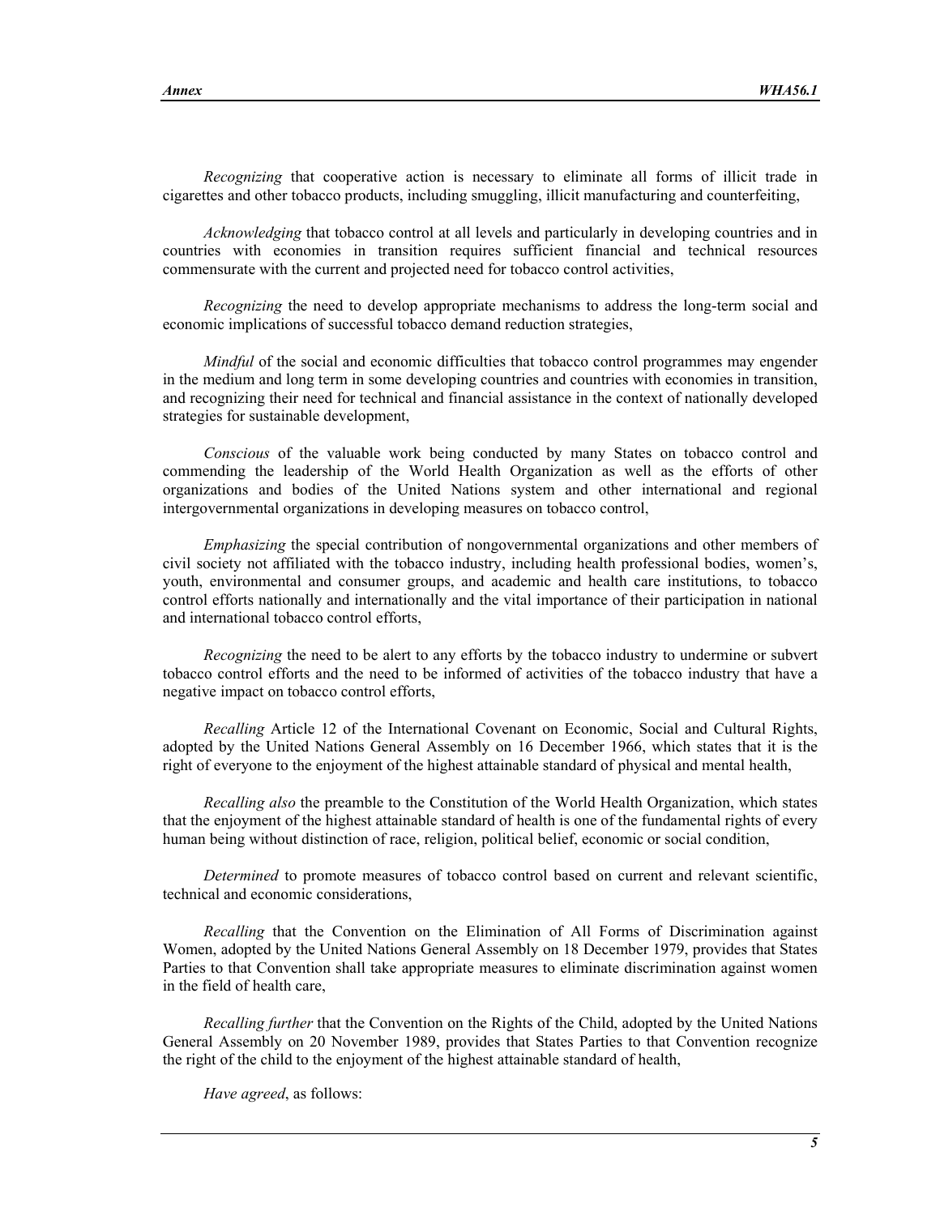*Recognizing* that cooperative action is necessary to eliminate all forms of illicit trade in cigarettes and other tobacco products, including smuggling, illicit manufacturing and counterfeiting,

*Acknowledging* that tobacco control at all levels and particularly in developing countries and in countries with economies in transition requires sufficient financial and technical resources commensurate with the current and projected need for tobacco control activities,

*Recognizing* the need to develop appropriate mechanisms to address the long-term social and economic implications of successful tobacco demand reduction strategies,

*Mindful* of the social and economic difficulties that tobacco control programmes may engender in the medium and long term in some developing countries and countries with economies in transition, and recognizing their need for technical and financial assistance in the context of nationally developed strategies for sustainable development,

*Conscious* of the valuable work being conducted by many States on tobacco control and commending the leadership of the World Health Organization as well as the efforts of other organizations and bodies of the United Nations system and other international and regional intergovernmental organizations in developing measures on tobacco control,

*Emphasizing* the special contribution of nongovernmental organizations and other members of civil society not affiliated with the tobacco industry, including health professional bodies, women's, youth, environmental and consumer groups, and academic and health care institutions, to tobacco control efforts nationally and internationally and the vital importance of their participation in national and international tobacco control efforts,

*Recognizing* the need to be alert to any efforts by the tobacco industry to undermine or subvert tobacco control efforts and the need to be informed of activities of the tobacco industry that have a negative impact on tobacco control efforts,

*Recalling* Article 12 of the International Covenant on Economic, Social and Cultural Rights, adopted by the United Nations General Assembly on 16 December 1966, which states that it is the right of everyone to the enjoyment of the highest attainable standard of physical and mental health,

*Recalling also* the preamble to the Constitution of the World Health Organization, which states that the enjoyment of the highest attainable standard of health is one of the fundamental rights of every human being without distinction of race, religion, political belief, economic or social condition,

*Determined* to promote measures of tobacco control based on current and relevant scientific, technical and economic considerations,

*Recalling* that the Convention on the Elimination of All Forms of Discrimination against Women, adopted by the United Nations General Assembly on 18 December 1979, provides that States Parties to that Convention shall take appropriate measures to eliminate discrimination against women in the field of health care,

*Recalling further* that the Convention on the Rights of the Child, adopted by the United Nations General Assembly on 20 November 1989, provides that States Parties to that Convention recognize the right of the child to the enjoyment of the highest attainable standard of health,

*Have agreed*, as follows: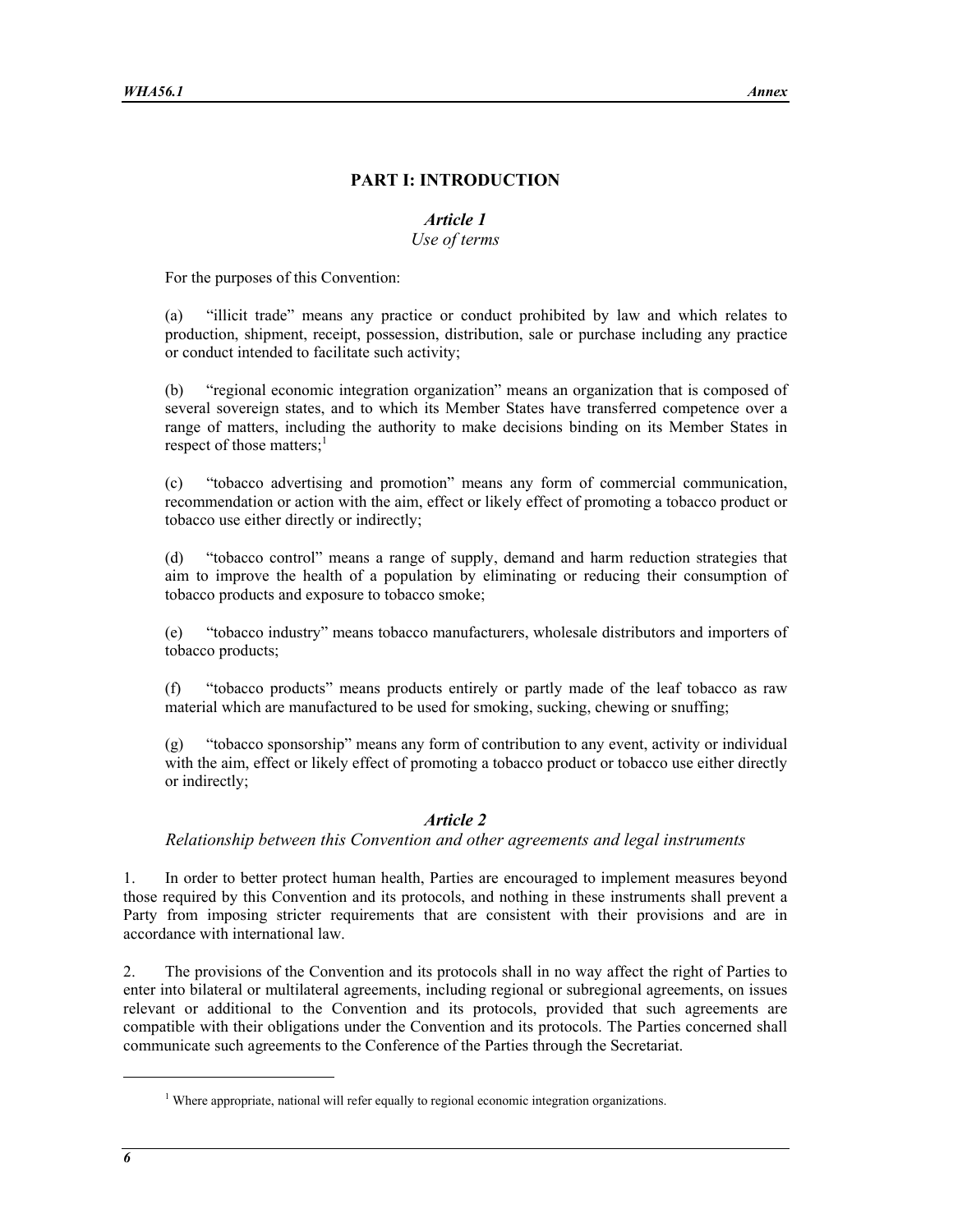## PART I: INTRODUCTION

### *Article 1*
*Use of terms*

For the purposes of this Convention:

(a) "illicit trade" means any practice or conduct prohibited by law and which relates to production, shipment, receipt, possession, distribution, sale or purchase including any practice or conduct intended to facilitate such activity;

(b) "regional economic integration organization" means an organization that is composed of several sovereign states, and to which its Member States have transferred competence over a range of matters, including the authority to make decisions binding on its Member States in respect of those matters;[1]

(c) "tobacco advertising and promotion" means any form of commercial communication, recommendation or action with the aim, effect or likely effect of promoting a tobacco product or tobacco use either directly or indirectly;

(d) "tobacco control" means a range of supply, demand and harm reduction strategies that aim to improve the health of a population by eliminating or reducing their consumption of tobacco products and exposure to tobacco smoke;

(e) "tobacco industry" means tobacco manufacturers, wholesale distributors and importers of tobacco products;

(f) "tobacco products" means products entirely or partly made of the leaf tobacco as raw material which are manufactured to be used for smoking, sucking, chewing or snuffing;

(g) "tobacco sponsorship" means any form of contribution to any event, activity or individual with the aim, effect or likely effect of promoting a tobacco product or tobacco use either directly or indirectly;

### *Article 2*
*Relationship between this Convention and other agreements and legal instruments*

1. In order to better protect human health, Parties are encouraged to implement measures beyond those required by this Convention and its protocols, and nothing in these instruments shall prevent a Party from imposing stricter requirements that are consistent with their provisions and are in accordance with international law.

2. The provisions of the Convention and its protocols shall in no way affect the right of Parties to enter into bilateral or multilateral agreements, including regional or subregional agreements, on issues relevant or additional to the Convention and its protocols, provided that such agreements are compatible with their obligations under the Convention and its protocols. The Parties concerned shall communicate such agreements to the Conference of the Parties through the Secretariat.

---

[1] Where appropriate, national will refer equally to regional economic integration organizations.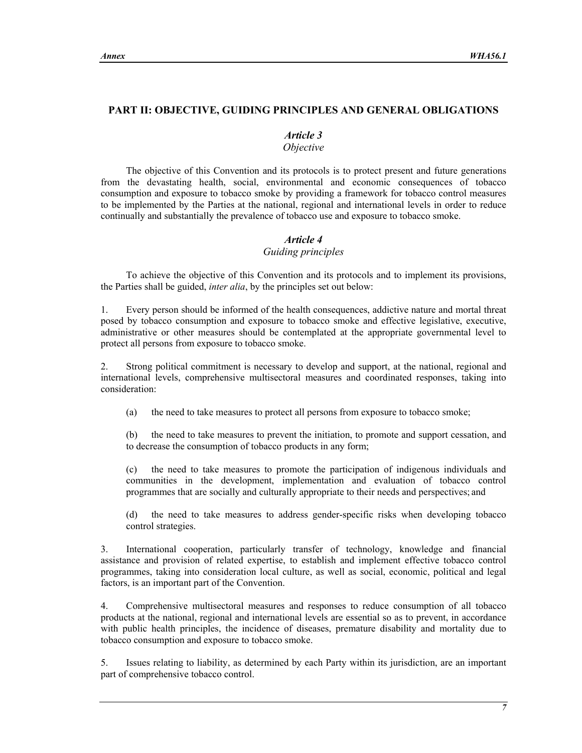## PART II: OBJECTIVE, GUIDING PRINCIPLES AND GENERAL OBLIGATIONS

### *Article 3*
*Objective*

The objective of this Convention and its protocols is to protect present and future generations from the devastating health, social, environmental and economic consequences of tobacco consumption and exposure to tobacco smoke by providing a framework for tobacco control measures to be implemented by the Parties at the national, regional and international levels in order to reduce continually and substantially the prevalence of tobacco use and exposure to tobacco smoke.

### *Article 4*
*Guiding principles*

To achieve the objective of this Convention and its protocols and to implement its provisions, the Parties shall be guided, *inter alia*, by the principles set out below:

1. Every person should be informed of the health consequences, addictive nature and mortal threat posed by tobacco consumption and exposure to tobacco smoke and effective legislative, executive, administrative or other measures should be contemplated at the appropriate governmental level to protect all persons from exposure to tobacco smoke.

2. Strong political commitment is necessary to develop and support, at the national, regional and international levels, comprehensive multisectoral measures and coordinated responses, taking into consideration:

   (a) the need to take measures to protect all persons from exposure to tobacco smoke;

   (b) the need to take measures to prevent the initiation, to promote and support cessation, and to decrease the consumption of tobacco products in any form;

   (c) the need to take measures to promote the participation of indigenous individuals and communities in the development, implementation and evaluation of tobacco control programmes that are socially and culturally appropriate to their needs and perspectives; and

   (d) the need to take measures to address gender-specific risks when developing tobacco control strategies.

3. International cooperation, particularly transfer of technology, knowledge and financial assistance and provision of related expertise, to establish and implement effective tobacco control programmes, taking into consideration local culture, as well as social, economic, political and legal factors, is an important part of the Convention.

4. Comprehensive multisectoral measures and responses to reduce consumption of all tobacco products at the national, regional and international levels are essential so as to prevent, in accordance with public health principles, the incidence of diseases, premature disability and mortality due to tobacco consumption and exposure to tobacco smoke.

5. Issues relating to liability, as determined by each Party within its jurisdiction, are an important part of comprehensive tobacco control.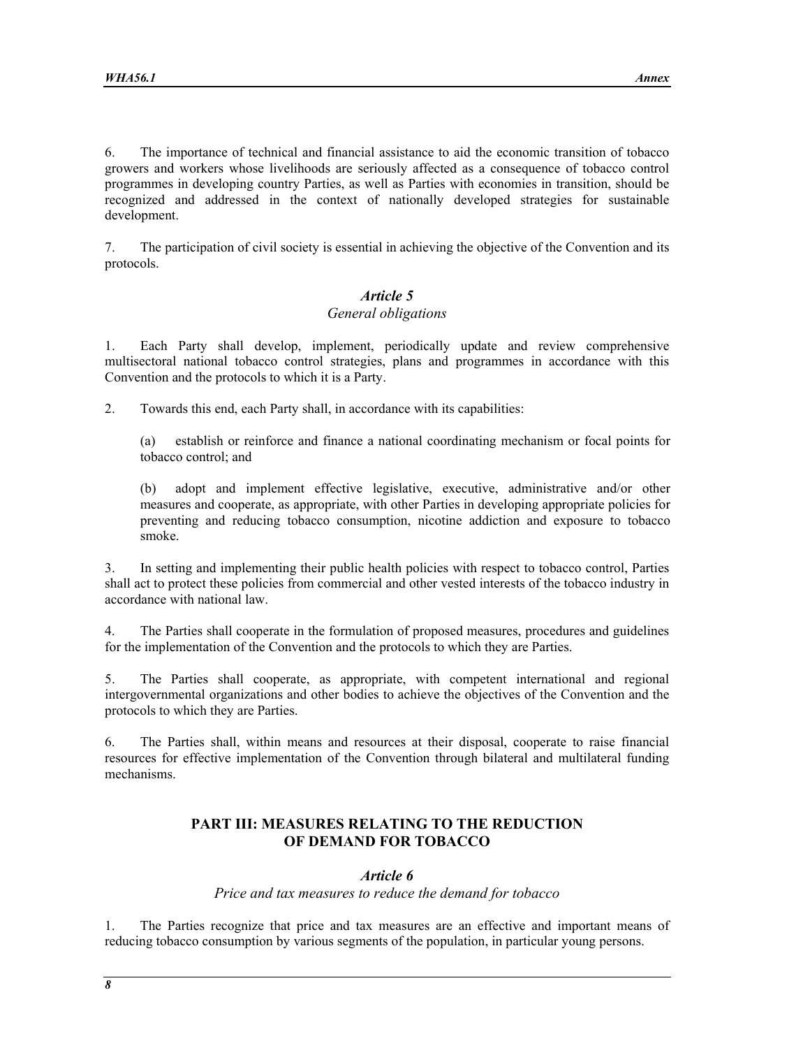6. The importance of technical and financial assistance to aid the economic transition of tobacco growers and workers whose livelihoods are seriously affected as a consequence of tobacco control programmes in developing country Parties, as well as Parties with economies in transition, should be recognized and addressed in the context of nationally developed strategies for sustainable development.

7. The participation of civil society is essential in achieving the objective of the Convention and its protocols.

### *Article 5*
*General obligations*

1. Each Party shall develop, implement, periodically update and review comprehensive multisectoral national tobacco control strategies, plans and programmes in accordance with this Convention and the protocols to which it is a Party.

2. Towards this end, each Party shall, in accordance with its capabilities:

(a) establish or reinforce and finance a national coordinating mechanism or focal points for tobacco control; and

(b) adopt and implement effective legislative, executive, administrative and/or other measures and cooperate, as appropriate, with other Parties in developing appropriate policies for preventing and reducing tobacco consumption, nicotine addiction and exposure to tobacco smoke.

3. In setting and implementing their public health policies with respect to tobacco control, Parties shall act to protect these policies from commercial and other vested interests of the tobacco industry in accordance with national law.

4. The Parties shall cooperate in the formulation of proposed measures, procedures and guidelines for the implementation of the Convention and the protocols to which they are Parties.

5. The Parties shall cooperate, as appropriate, with competent international and regional intergovernmental organizations and other bodies to achieve the objectives of the Convention and the protocols to which they are Parties.

6. The Parties shall, within means and resources at their disposal, cooperate to raise financial resources for effective implementation of the Convention through bilateral and multilateral funding mechanisms.

## PART III: MEASURES RELATING TO THE REDUCTION OF DEMAND FOR TOBACCO

### *Article 6*
*Price and tax measures to reduce the demand for tobacco*

1. The Parties recognize that price and tax measures are an effective and important means of reducing tobacco consumption by various segments of the population, in particular young persons.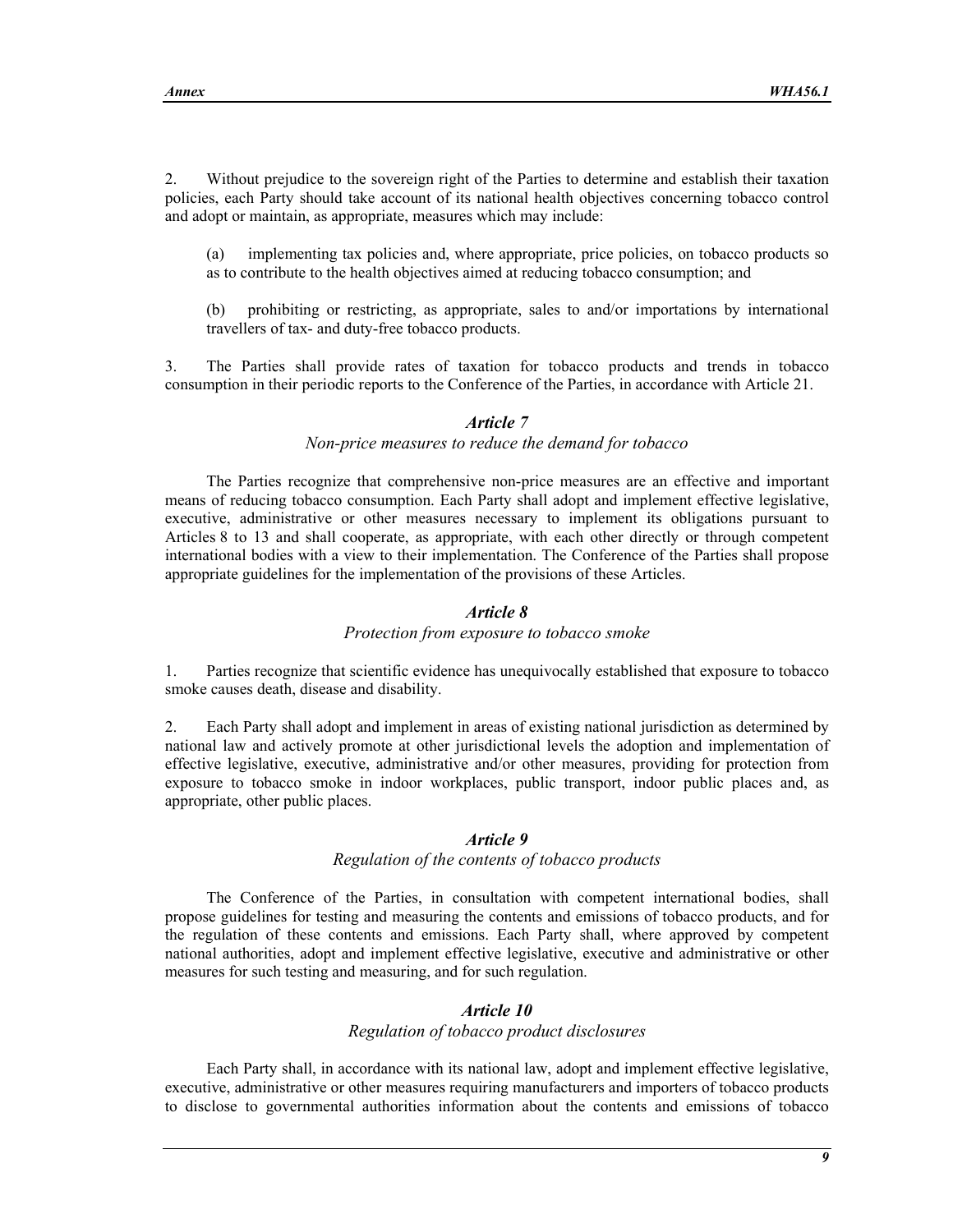2. Without prejudice to the sovereign right of the Parties to determine and establish their taxation policies, each Party should take account of its national health objectives concerning tobacco control and adopt or maintain, as appropriate, measures which may include:

(a) implementing tax policies and, where appropriate, price policies, on tobacco products so as to contribute to the health objectives aimed at reducing tobacco consumption; and

(b) prohibiting or restricting, as appropriate, sales to and/or importations by international travellers of tax- and duty-free tobacco products.

3. The Parties shall provide rates of taxation for tobacco products and trends in tobacco consumption in their periodic reports to the Conference of the Parties, in accordance with Article 21.

### *Article 7*
*Non-price measures to reduce the demand for tobacco*

The Parties recognize that comprehensive non-price measures are an effective and important means of reducing tobacco consumption. Each Party shall adopt and implement effective legislative, executive, administrative or other measures necessary to implement its obligations pursuant to Articles 8 to 13 and shall cooperate, as appropriate, with each other directly or through competent international bodies with a view to their implementation. The Conference of the Parties shall propose appropriate guidelines for the implementation of the provisions of these Articles.

### *Article 8*
*Protection from exposure to tobacco smoke*

1. Parties recognize that scientific evidence has unequivocally established that exposure to tobacco smoke causes death, disease and disability.

2. Each Party shall adopt and implement in areas of existing national jurisdiction as determined by national law and actively promote at other jurisdictional levels the adoption and implementation of effective legislative, executive, administrative and/or other measures, providing for protection from exposure to tobacco smoke in indoor workplaces, public transport, indoor public places and, as appropriate, other public places.

### *Article 9*
*Regulation of the contents of tobacco products*

The Conference of the Parties, in consultation with competent international bodies, shall propose guidelines for testing and measuring the contents and emissions of tobacco products, and for the regulation of these contents and emissions. Each Party shall, where approved by competent national authorities, adopt and implement effective legislative, executive and administrative or other measures for such testing and measuring, and for such regulation.

### *Article 10*
*Regulation of tobacco product disclosures*

Each Party shall, in accordance with its national law, adopt and implement effective legislative, executive, administrative or other measures requiring manufacturers and importers of tobacco products to disclose to governmental authorities information about the contents and emissions of tobacco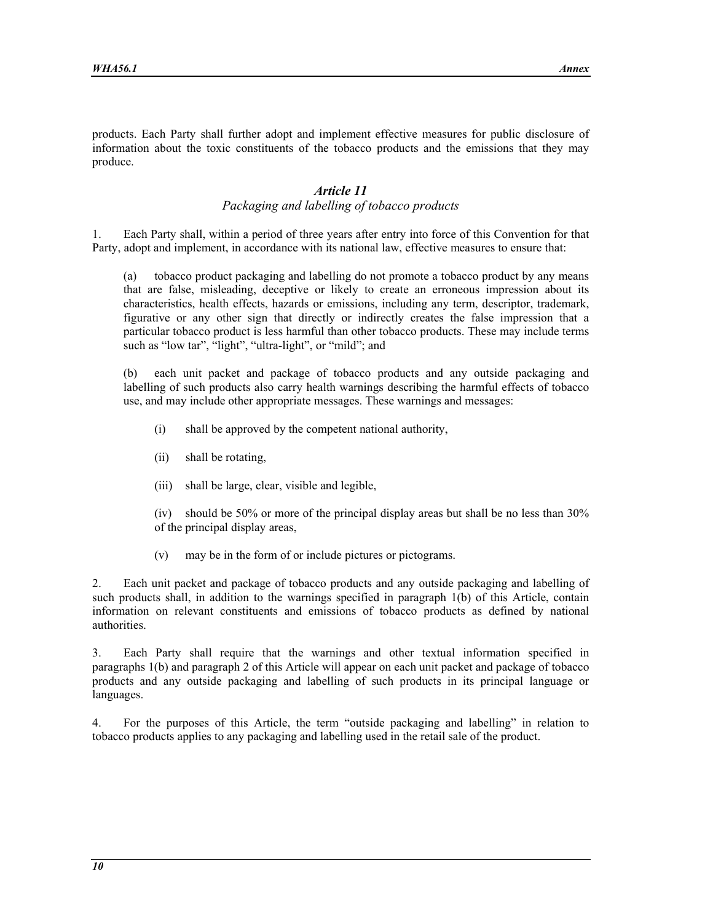products. Each Party shall further adopt and implement effective measures for public disclosure of information about the toxic constituents of the tobacco products and the emissions that they may produce.

### *Article 11*

*Packaging and labelling of tobacco products*

1. Each Party shall, within a period of three years after entry into force of this Convention for that Party, adopt and implement, in accordance with its national law, effective measures to ensure that:

   (a) tobacco product packaging and labelling do not promote a tobacco product by any means that are false, misleading, deceptive or likely to create an erroneous impression about its characteristics, health effects, hazards or emissions, including any term, descriptor, trademark, figurative or any other sign that directly or indirectly creates the false impression that a particular tobacco product is less harmful than other tobacco products. These may include terms such as "low tar", "light", "ultra-light", or "mild"; and

   (b) each unit packet and package of tobacco products and any outside packaging and labelling of such products also carry health warnings describing the harmful effects of tobacco use, and may include other appropriate messages. These warnings and messages:

      (i) shall be approved by the competent national authority,

      (ii) shall be rotating,

      (iii) shall be large, clear, visible and legible,

      (iv) should be 50% or more of the principal display areas but shall be no less than 30% of the principal display areas,

      (v) may be in the form of or include pictures or pictograms.

2. Each unit packet and package of tobacco products and any outside packaging and labelling of such products shall, in addition to the warnings specified in paragraph 1(b) of this Article, contain information on relevant constituents and emissions of tobacco products as defined by national authorities.

3. Each Party shall require that the warnings and other textual information specified in paragraphs 1(b) and paragraph 2 of this Article will appear on each unit packet and package of tobacco products and any outside packaging and labelling of such products in its principal language or languages.

4. For the purposes of this Article, the term "outside packaging and labelling" in relation to tobacco products applies to any packaging and labelling used in the retail sale of the product.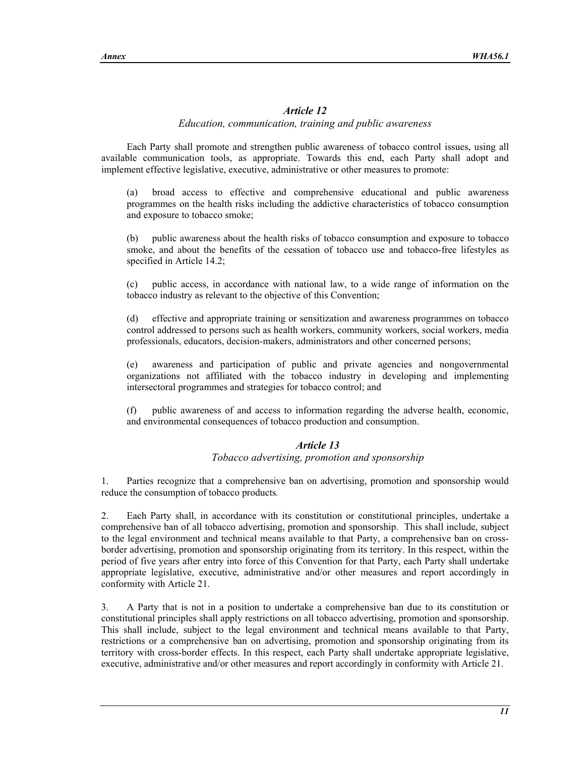## *Article 12*

### *Education, communication, training and public awareness*

Each Party shall promote and strengthen public awareness of tobacco control issues, using all available communication tools, as appropriate. Towards this end, each Party shall adopt and implement effective legislative, executive, administrative or other measures to promote:

(a) broad access to effective and comprehensive educational and public awareness programmes on the health risks including the addictive characteristics of tobacco consumption and exposure to tobacco smoke;

(b) public awareness about the health risks of tobacco consumption and exposure to tobacco smoke, and about the benefits of the cessation of tobacco use and tobacco-free lifestyles as specified in Article 14.2;

(c) public access, in accordance with national law, to a wide range of information on the tobacco industry as relevant to the objective of this Convention;

(d) effective and appropriate training or sensitization and awareness programmes on tobacco control addressed to persons such as health workers, community workers, social workers, media professionals, educators, decision-makers, administrators and other concerned persons;

(e) awareness and participation of public and private agencies and nongovernmental organizations not affiliated with the tobacco industry in developing and implementing intersectoral programmes and strategies for tobacco control; and

(f) public awareness of and access to information regarding the adverse health, economic, and environmental consequences of tobacco production and consumption.

## *Article 13*

### *Tobacco advertising, promotion and sponsorship*

1. Parties recognize that a comprehensive ban on advertising, promotion and sponsorship would reduce the consumption of tobacco products*.*

2. Each Party shall, in accordance with its constitution or constitutional principles, undertake a comprehensive ban of all tobacco advertising, promotion and sponsorship. This shall include, subject to the legal environment and technical means available to that Party, a comprehensive ban on cross-border advertising, promotion and sponsorship originating from its territory. In this respect, within the period of five years after entry into force of this Convention for that Party, each Party shall undertake appropriate legislative, executive, administrative and/or other measures and report accordingly in conformity with Article 21.

3. A Party that is not in a position to undertake a comprehensive ban due to its constitution or constitutional principles shall apply restrictions on all tobacco advertising, promotion and sponsorship. This shall include, subject to the legal environment and technical means available to that Party, restrictions or a comprehensive ban on advertising, promotion and sponsorship originating from its territory with cross-border effects. In this respect, each Party shall undertake appropriate legislative, executive, administrative and/or other measures and report accordingly in conformity with Article 21.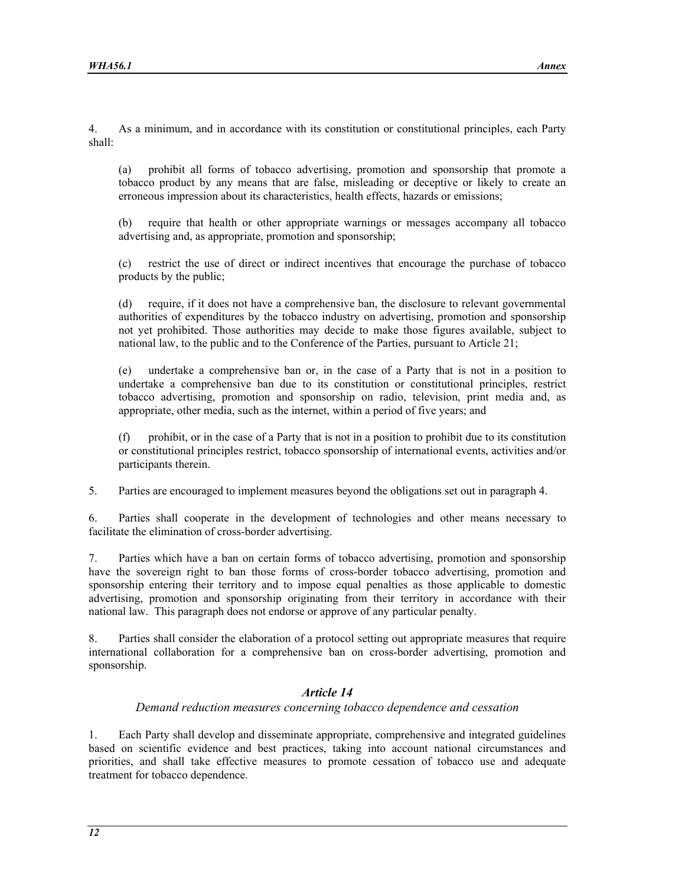4. As a minimum, and in accordance with its constitution or constitutional principles, each Party shall:

(a) prohibit all forms of tobacco advertising, promotion and sponsorship that promote a tobacco product by any means that are false, misleading or deceptive or likely to create an erroneous impression about its characteristics, health effects, hazards or emissions;

(b) require that health or other appropriate warnings or messages accompany all tobacco advertising and, as appropriate, promotion and sponsorship;

(c) restrict the use of direct or indirect incentives that encourage the purchase of tobacco products by the public;

(d) require, if it does not have a comprehensive ban, the disclosure to relevant governmental authorities of expenditures by the tobacco industry on advertising, promotion and sponsorship not yet prohibited. Those authorities may decide to make those figures available, subject to national law, to the public and to the Conference of the Parties, pursuant to Article 21;

(e) undertake a comprehensive ban or, in the case of a Party that is not in a position to undertake a comprehensive ban due to its constitution or constitutional principles, restrict tobacco advertising, promotion and sponsorship on radio, television, print media and, as appropriate, other media, such as the internet, within a period of five years; and

(f) prohibit, or in the case of a Party that is not in a position to prohibit due to its constitution or constitutional principles restrict, tobacco sponsorship of international events, activities and/or participants therein.

5. Parties are encouraged to implement measures beyond the obligations set out in paragraph 4.

6. Parties shall cooperate in the development of technologies and other means necessary to facilitate the elimination of cross-border advertising.

7. Parties which have a ban on certain forms of tobacco advertising, promotion and sponsorship have the sovereign right to ban those forms of cross-border tobacco advertising, promotion and sponsorship entering their territory and to impose equal penalties as those applicable to domestic advertising, promotion and sponsorship originating from their territory in accordance with their national law. This paragraph does not endorse or approve of any particular penalty.

8. Parties shall consider the elaboration of a protocol setting out appropriate measures that require international collaboration for a comprehensive ban on cross-border advertising, promotion and sponsorship.

### *Article 14*

*Demand reduction measures concerning tobacco dependence and cessation*

1. Each Party shall develop and disseminate appropriate, comprehensive and integrated guidelines based on scientific evidence and best practices, taking into account national circumstances and priorities, and shall take effective measures to promote cessation of tobacco use and adequate treatment for tobacco dependence.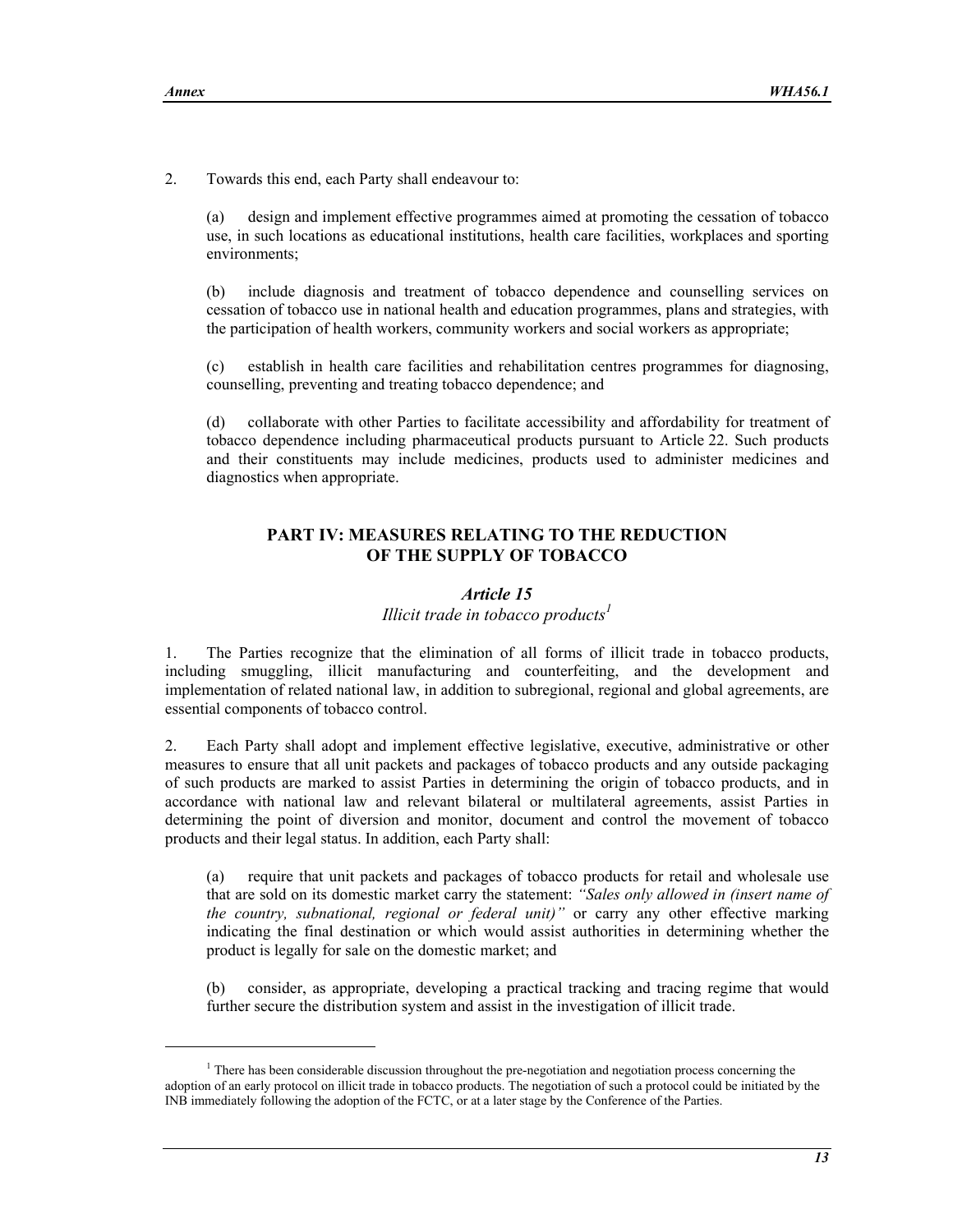2. Towards this end, each Party shall endeavour to:

(a) design and implement effective programmes aimed at promoting the cessation of tobacco use, in such locations as educational institutions, health care facilities, workplaces and sporting environments;

(b) include diagnosis and treatment of tobacco dependence and counselling services on cessation of tobacco use in national health and education programmes, plans and strategies, with the participation of health workers, community workers and social workers as appropriate;

(c) establish in health care facilities and rehabilitation centres programmes for diagnosing, counselling, preventing and treating tobacco dependence; and

(d) collaborate with other Parties to facilitate accessibility and affordability for treatment of tobacco dependence including pharmaceutical products pursuant to Article 22. Such products and their constituents may include medicines, products used to administer medicines and diagnostics when appropriate.

## PART IV: MEASURES RELATING TO THE REDUCTION OF THE SUPPLY OF TOBACCO

### *Article 15*

*Illicit trade in tobacco products*[1]

1. The Parties recognize that the elimination of all forms of illicit trade in tobacco products, including smuggling, illicit manufacturing and counterfeiting, and the development and implementation of related national law, in addition to subregional, regional and global agreements, are essential components of tobacco control.

2. Each Party shall adopt and implement effective legislative, executive, administrative or other measures to ensure that all unit packets and packages of tobacco products and any outside packaging of such products are marked to assist Parties in determining the origin of tobacco products, and in accordance with national law and relevant bilateral or multilateral agreements, assist Parties in determining the point of diversion and monitor, document and control the movement of tobacco products and their legal status. In addition, each Party shall:

(a) require that unit packets and packages of tobacco products for retail and wholesale use that are sold on its domestic market carry the statement: *"Sales only allowed in (insert name of the country, subnational, regional or federal unit)"* or carry any other effective marking indicating the final destination or which would assist authorities in determining whether the product is legally for sale on the domestic market; and

(b) consider, as appropriate, developing a practical tracking and tracing regime that would further secure the distribution system and assist in the investigation of illicit trade.

---

[1] There has been considerable discussion throughout the pre-negotiation and negotiation process concerning the adoption of an early protocol on illicit trade in tobacco products. The negotiation of such a protocol could be initiated by the INB immediately following the adoption of the FCTC, or at a later stage by the Conference of the Parties.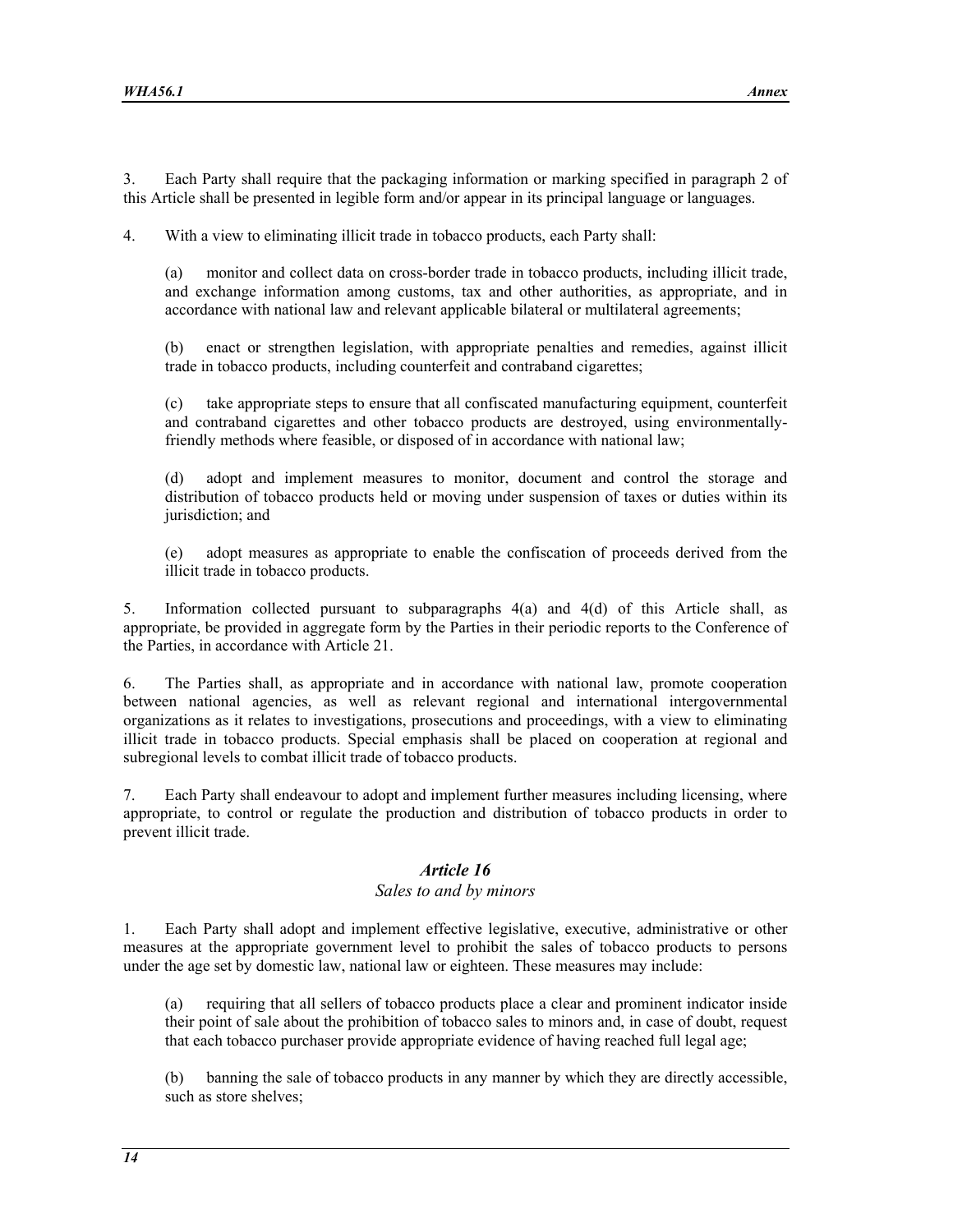3. Each Party shall require that the packaging information or marking specified in paragraph 2 of this Article shall be presented in legible form and/or appear in its principal language or languages.

4. With a view to eliminating illicit trade in tobacco products, each Party shall:

(a) monitor and collect data on cross-border trade in tobacco products, including illicit trade, and exchange information among customs, tax and other authorities, as appropriate, and in accordance with national law and relevant applicable bilateral or multilateral agreements;

(b) enact or strengthen legislation, with appropriate penalties and remedies, against illicit trade in tobacco products, including counterfeit and contraband cigarettes;

(c) take appropriate steps to ensure that all confiscated manufacturing equipment, counterfeit and contraband cigarettes and other tobacco products are destroyed, using environmentally-friendly methods where feasible, or disposed of in accordance with national law;

(d) adopt and implement measures to monitor, document and control the storage and distribution of tobacco products held or moving under suspension of taxes or duties within its jurisdiction; and

(e) adopt measures as appropriate to enable the confiscation of proceeds derived from the illicit trade in tobacco products.

5. Information collected pursuant to subparagraphs 4(a) and 4(d) of this Article shall, as appropriate, be provided in aggregate form by the Parties in their periodic reports to the Conference of the Parties, in accordance with Article 21.

6. The Parties shall, as appropriate and in accordance with national law, promote cooperation between national agencies, as well as relevant regional and international intergovernmental organizations as it relates to investigations, prosecutions and proceedings, with a view to eliminating illicit trade in tobacco products. Special emphasis shall be placed on cooperation at regional and subregional levels to combat illicit trade of tobacco products.

7. Each Party shall endeavour to adopt and implement further measures including licensing, where appropriate, to control or regulate the production and distribution of tobacco products in order to prevent illicit trade.

### *Article 16*

*Sales to and by minors*

1. Each Party shall adopt and implement effective legislative, executive, administrative or other measures at the appropriate government level to prohibit the sales of tobacco products to persons under the age set by domestic law, national law or eighteen. These measures may include:

(a) requiring that all sellers of tobacco products place a clear and prominent indicator inside their point of sale about the prohibition of tobacco sales to minors and, in case of doubt, request that each tobacco purchaser provide appropriate evidence of having reached full legal age;

(b) banning the sale of tobacco products in any manner by which they are directly accessible, such as store shelves;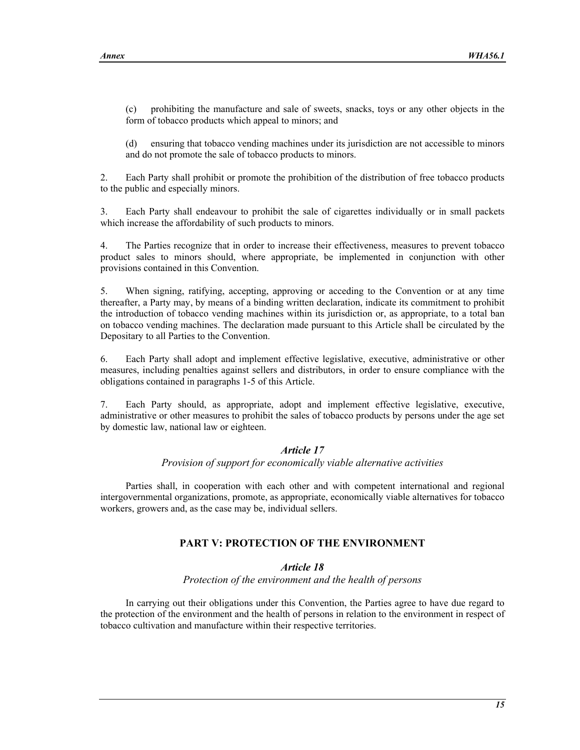(c) prohibiting the manufacture and sale of sweets, snacks, toys or any other objects in the form of tobacco products which appeal to minors; and

(d) ensuring that tobacco vending machines under its jurisdiction are not accessible to minors and do not promote the sale of tobacco products to minors.

2. Each Party shall prohibit or promote the prohibition of the distribution of free tobacco products to the public and especially minors.

3. Each Party shall endeavour to prohibit the sale of cigarettes individually or in small packets which increase the affordability of such products to minors.

4. The Parties recognize that in order to increase their effectiveness, measures to prevent tobacco product sales to minors should, where appropriate, be implemented in conjunction with other provisions contained in this Convention.

5. When signing, ratifying, accepting, approving or acceding to the Convention or at any time thereafter, a Party may, by means of a binding written declaration, indicate its commitment to prohibit the introduction of tobacco vending machines within its jurisdiction or, as appropriate, to a total ban on tobacco vending machines. The declaration made pursuant to this Article shall be circulated by the Depositary to all Parties to the Convention.

6. Each Party shall adopt and implement effective legislative, executive, administrative or other measures, including penalties against sellers and distributors, in order to ensure compliance with the obligations contained in paragraphs 1-5 of this Article.

7. Each Party should, as appropriate, adopt and implement effective legislative, executive, administrative or other measures to prohibit the sales of tobacco products by persons under the age set by domestic law, national law or eighteen.

### *Article 17*

*Provision of support for economically viable alternative activities*

Parties shall, in cooperation with each other and with competent international and regional intergovernmental organizations, promote, as appropriate, economically viable alternatives for tobacco workers, growers and, as the case may be, individual sellers.

## PART V: PROTECTION OF THE ENVIRONMENT

### *Article 18*

*Protection of the environment and the health of persons*

In carrying out their obligations under this Convention, the Parties agree to have due regard to the protection of the environment and the health of persons in relation to the environment in respect of tobacco cultivation and manufacture within their respective territories.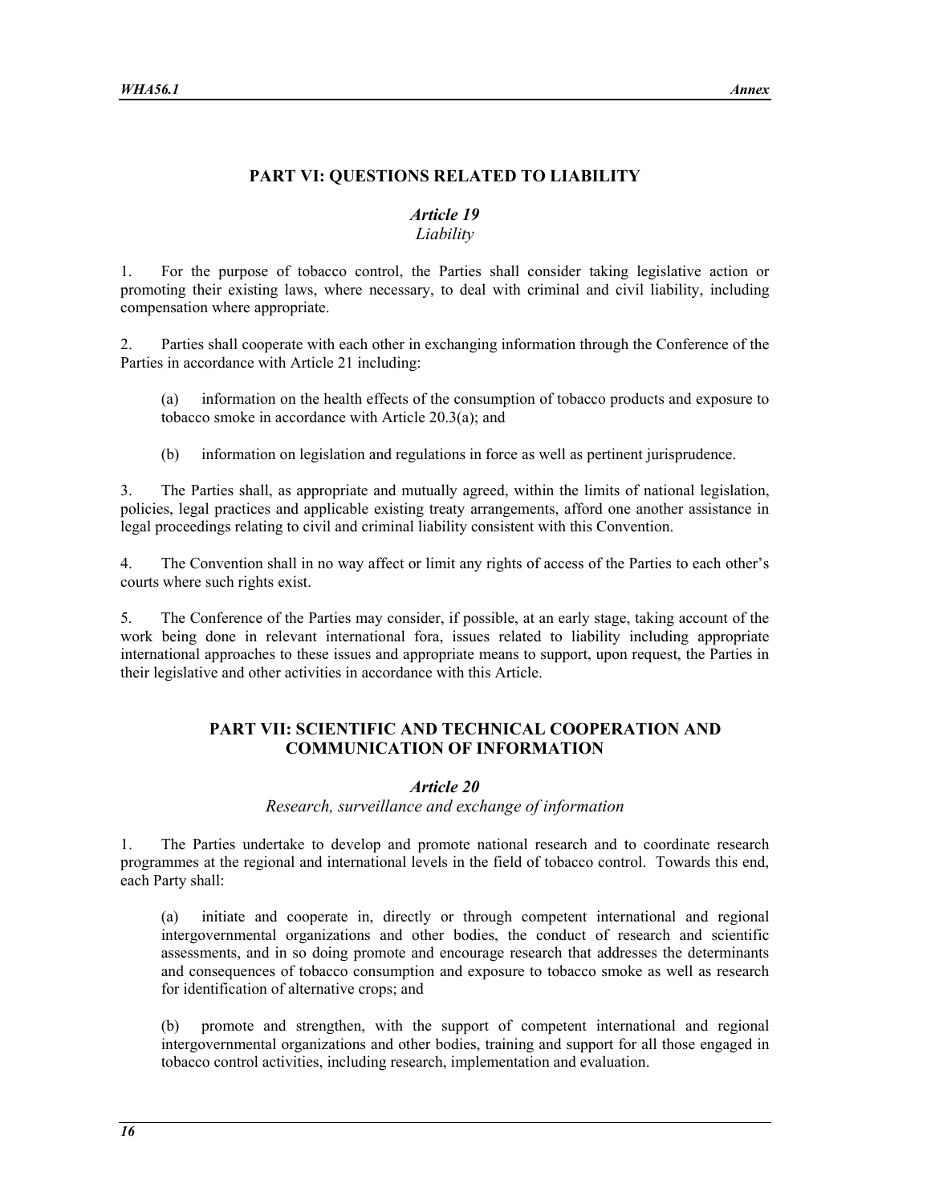## PART VI: QUESTIONS RELATED TO LIABILITY

### *Article 19*
*Liability*

1. For the purpose of tobacco control, the Parties shall consider taking legislative action or promoting their existing laws, where necessary, to deal with criminal and civil liability, including compensation where appropriate.

2. Parties shall cooperate with each other in exchanging information through the Conference of the Parties in accordance with Article 21 including:

(a) information on the health effects of the consumption of tobacco products and exposure to tobacco smoke in accordance with Article 20.3(a); and

(b) information on legislation and regulations in force as well as pertinent jurisprudence.

3. The Parties shall, as appropriate and mutually agreed, within the limits of national legislation, policies, legal practices and applicable existing treaty arrangements, afford one another assistance in legal proceedings relating to civil and criminal liability consistent with this Convention.

4. The Convention shall in no way affect or limit any rights of access of the Parties to each other's courts where such rights exist.

5. The Conference of the Parties may consider, if possible, at an early stage, taking account of the work being done in relevant international fora, issues related to liability including appropriate international approaches to these issues and appropriate means to support, upon request, the Parties in their legislative and other activities in accordance with this Article.

## PART VII: SCIENTIFIC AND TECHNICAL COOPERATION AND COMMUNICATION OF INFORMATION

### *Article 20*
*Research, surveillance and exchange of information*

1. The Parties undertake to develop and promote national research and to coordinate research programmes at the regional and international levels in the field of tobacco control. Towards this end, each Party shall:

(a) initiate and cooperate in, directly or through competent international and regional intergovernmental organizations and other bodies, the conduct of research and scientific assessments, and in so doing promote and encourage research that addresses the determinants and consequences of tobacco consumption and exposure to tobacco smoke as well as research for identification of alternative crops; and

(b) promote and strengthen, with the support of competent international and regional intergovernmental organizations and other bodies, training and support for all those engaged in tobacco control activities, including research, implementation and evaluation.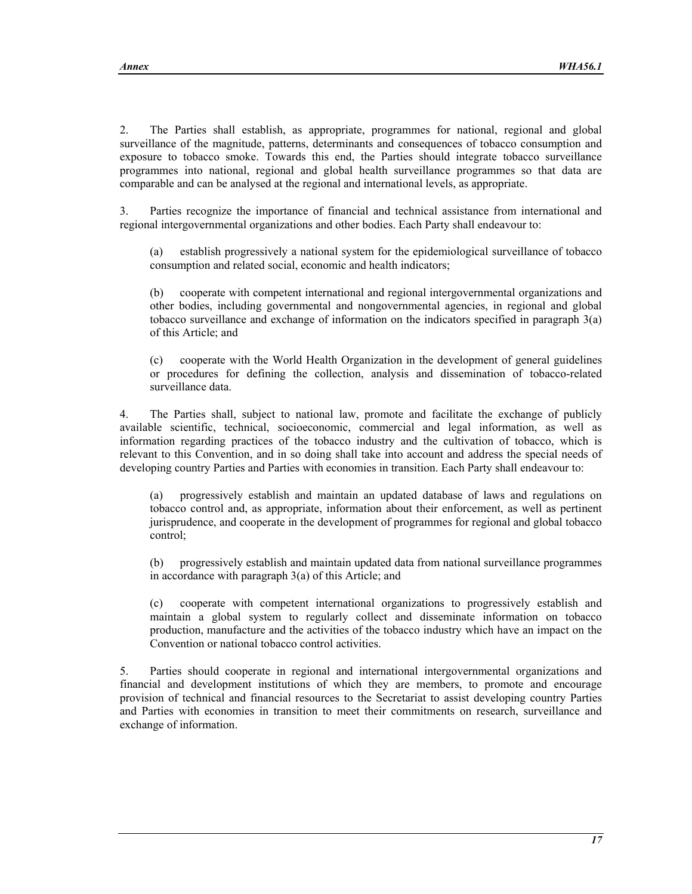2. The Parties shall establish, as appropriate, programmes for national, regional and global surveillance of the magnitude, patterns, determinants and consequences of tobacco consumption and exposure to tobacco smoke. Towards this end, the Parties should integrate tobacco surveillance programmes into national, regional and global health surveillance programmes so that data are comparable and can be analysed at the regional and international levels, as appropriate.

3. Parties recognize the importance of financial and technical assistance from international and regional intergovernmental organizations and other bodies. Each Party shall endeavour to:

(a) establish progressively a national system for the epidemiological surveillance of tobacco consumption and related social, economic and health indicators;

(b) cooperate with competent international and regional intergovernmental organizations and other bodies, including governmental and nongovernmental agencies, in regional and global tobacco surveillance and exchange of information on the indicators specified in paragraph 3(a) of this Article; and

(c) cooperate with the World Health Organization in the development of general guidelines or procedures for defining the collection, analysis and dissemination of tobacco-related surveillance data.

4. The Parties shall, subject to national law, promote and facilitate the exchange of publicly available scientific, technical, socioeconomic, commercial and legal information, as well as information regarding practices of the tobacco industry and the cultivation of tobacco, which is relevant to this Convention, and in so doing shall take into account and address the special needs of developing country Parties and Parties with economies in transition. Each Party shall endeavour to:

(a) progressively establish and maintain an updated database of laws and regulations on tobacco control and, as appropriate, information about their enforcement, as well as pertinent jurisprudence, and cooperate in the development of programmes for regional and global tobacco control;

(b) progressively establish and maintain updated data from national surveillance programmes in accordance with paragraph 3(a) of this Article; and

(c) cooperate with competent international organizations to progressively establish and maintain a global system to regularly collect and disseminate information on tobacco production, manufacture and the activities of the tobacco industry which have an impact on the Convention or national tobacco control activities.

5. Parties should cooperate in regional and international intergovernmental organizations and financial and development institutions of which they are members, to promote and encourage provision of technical and financial resources to the Secretariat to assist developing country Parties and Parties with economies in transition to meet their commitments on research, surveillance and exchange of information.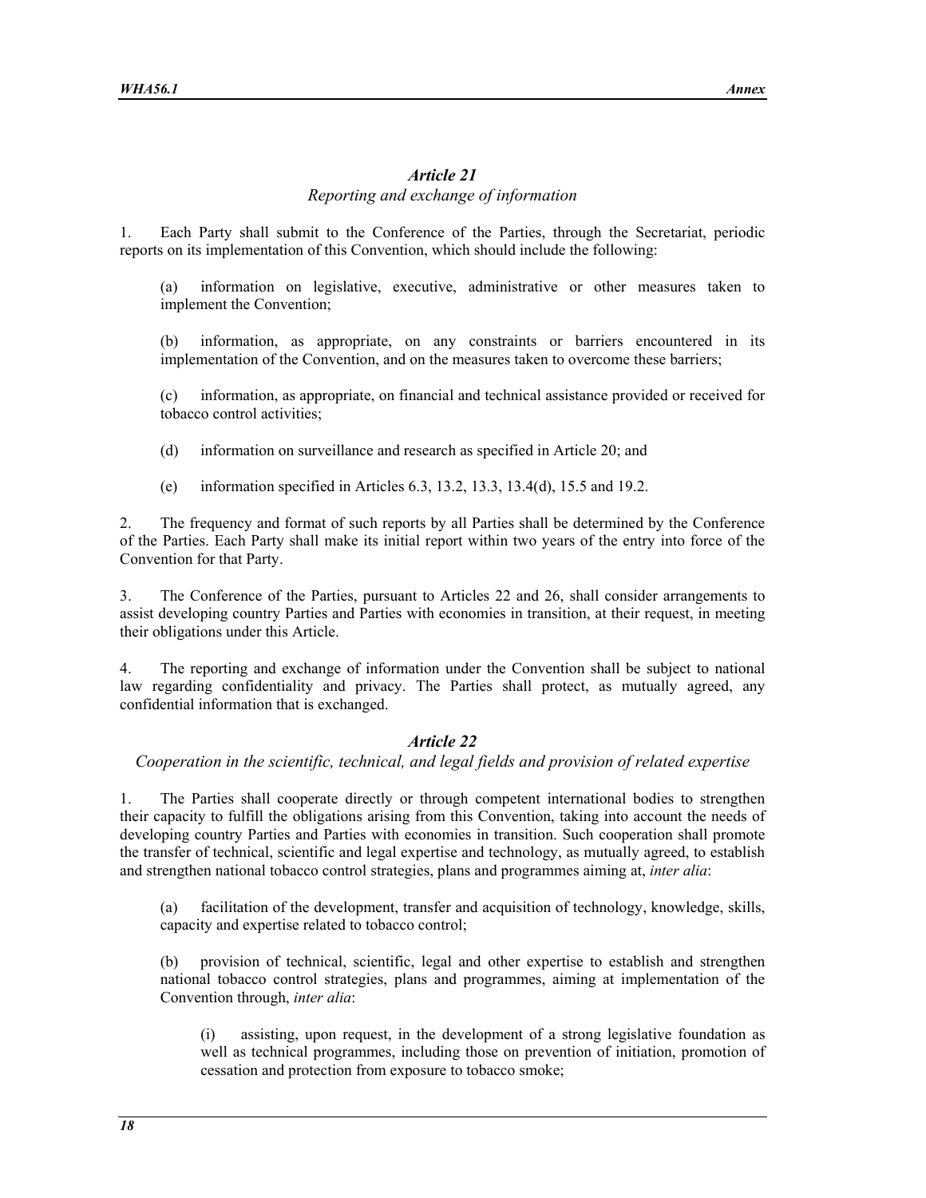### *Article 21*

*Reporting and exchange of information*

1. Each Party shall submit to the Conference of the Parties, through the Secretariat, periodic reports on its implementation of this Convention, which should include the following:

(a) information on legislative, executive, administrative or other measures taken to implement the Convention;

(b) information, as appropriate, on any constraints or barriers encountered in its implementation of the Convention, and on the measures taken to overcome these barriers;

(c) information, as appropriate, on financial and technical assistance provided or received for tobacco control activities;

(d) information on surveillance and research as specified in Article 20; and

(e) information specified in Articles 6.3, 13.2, 13.3, 13.4(d), 15.5 and 19.2.

2. The frequency and format of such reports by all Parties shall be determined by the Conference of the Parties. Each Party shall make its initial report within two years of the entry into force of the Convention for that Party.

3. The Conference of the Parties, pursuant to Articles 22 and 26, shall consider arrangements to assist developing country Parties and Parties with economies in transition, at their request, in meeting their obligations under this Article.

4. The reporting and exchange of information under the Convention shall be subject to national law regarding confidentiality and privacy. The Parties shall protect, as mutually agreed, any confidential information that is exchanged.

### *Article 22*

*Cooperation in the scientific, technical, and legal fields and provision of related expertise*

1. The Parties shall cooperate directly or through competent international bodies to strengthen their capacity to fulfill the obligations arising from this Convention, taking into account the needs of developing country Parties and Parties with economies in transition. Such cooperation shall promote the transfer of technical, scientific and legal expertise and technology, as mutually agreed, to establish and strengthen national tobacco control strategies, plans and programmes aiming at, *inter alia*:

(a) facilitation of the development, transfer and acquisition of technology, knowledge, skills, capacity and expertise related to tobacco control;

(b) provision of technical, scientific, legal and other expertise to establish and strengthen national tobacco control strategies, plans and programmes, aiming at implementation of the Convention through, *inter alia*:

(i) assisting, upon request, in the development of a strong legislative foundation as well as technical programmes, including those on prevention of initiation, promotion of cessation and protection from exposure to tobacco smoke;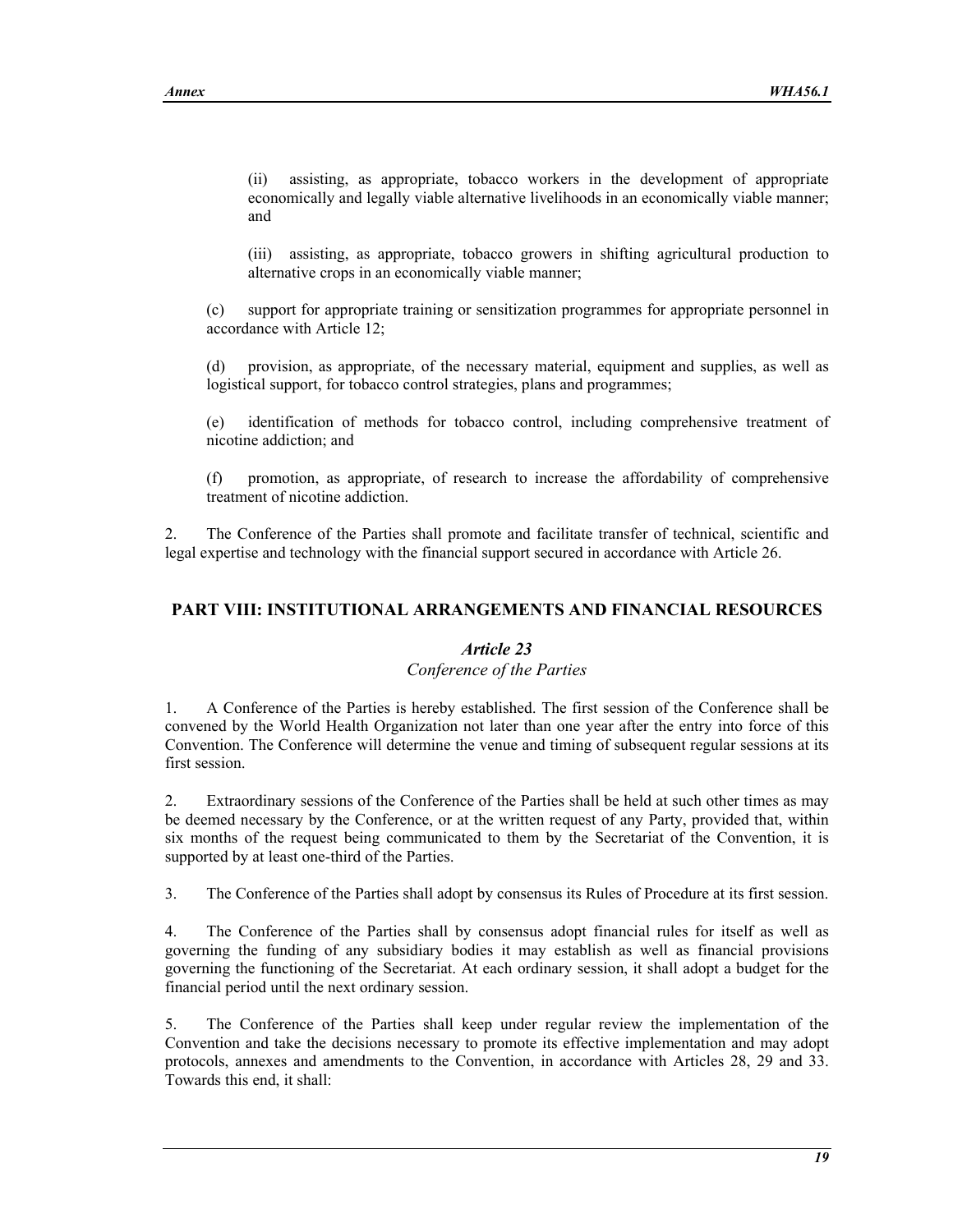(ii) assisting, as appropriate, tobacco workers in the development of appropriate economically and legally viable alternative livelihoods in an economically viable manner; and

(iii) assisting, as appropriate, tobacco growers in shifting agricultural production to alternative crops in an economically viable manner;

(c) support for appropriate training or sensitization programmes for appropriate personnel in accordance with Article 12;

(d) provision, as appropriate, of the necessary material, equipment and supplies, as well as logistical support, for tobacco control strategies, plans and programmes;

(e) identification of methods for tobacco control, including comprehensive treatment of nicotine addiction; and

(f) promotion, as appropriate, of research to increase the affordability of comprehensive treatment of nicotine addiction.

2. The Conference of the Parties shall promote and facilitate transfer of technical, scientific and legal expertise and technology with the financial support secured in accordance with Article 26.

## PART VIII: INSTITUTIONAL ARRANGEMENTS AND FINANCIAL RESOURCES

### *Article 23*
*Conference of the Parties*

1. A Conference of the Parties is hereby established. The first session of the Conference shall be convened by the World Health Organization not later than one year after the entry into force of this Convention. The Conference will determine the venue and timing of subsequent regular sessions at its first session.

2. Extraordinary sessions of the Conference of the Parties shall be held at such other times as may be deemed necessary by the Conference, or at the written request of any Party, provided that, within six months of the request being communicated to them by the Secretariat of the Convention, it is supported by at least one-third of the Parties.

3. The Conference of the Parties shall adopt by consensus its Rules of Procedure at its first session.

4. The Conference of the Parties shall by consensus adopt financial rules for itself as well as governing the funding of any subsidiary bodies it may establish as well as financial provisions governing the functioning of the Secretariat. At each ordinary session, it shall adopt a budget for the financial period until the next ordinary session.

5. The Conference of the Parties shall keep under regular review the implementation of the Convention and take the decisions necessary to promote its effective implementation and may adopt protocols, annexes and amendments to the Convention, in accordance with Articles 28, 29 and 33. Towards this end, it shall: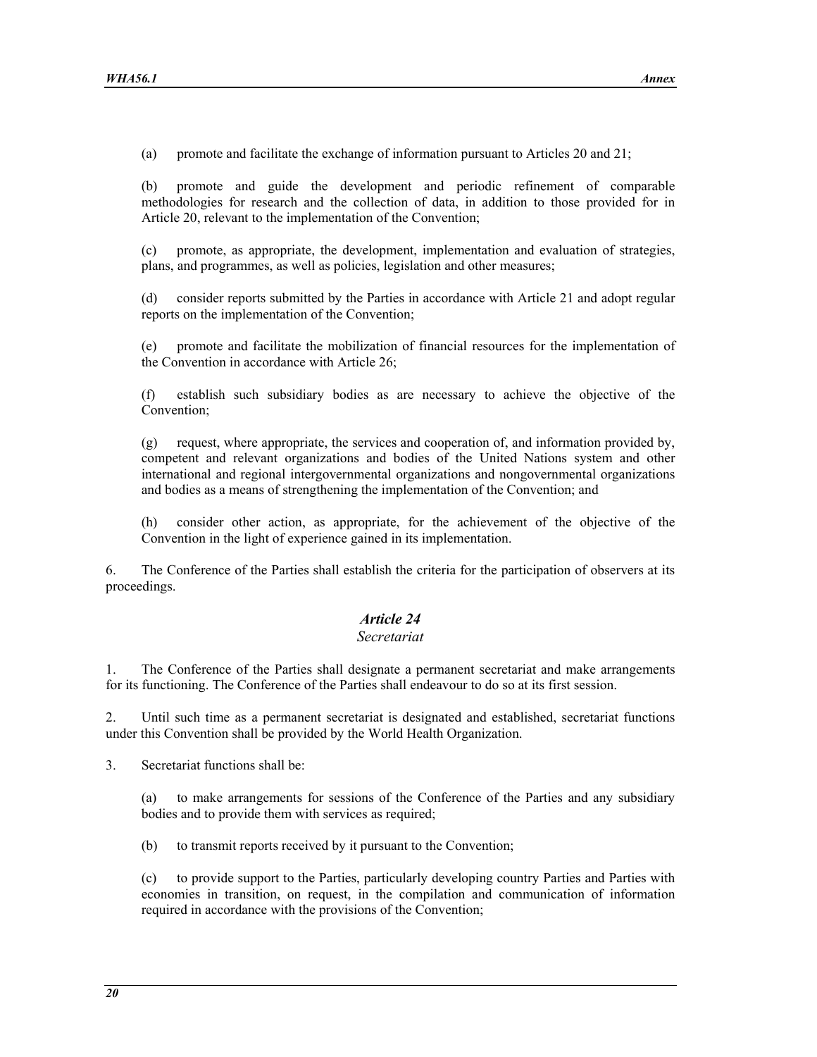(a) promote and facilitate the exchange of information pursuant to Articles 20 and 21;

(b) promote and guide the development and periodic refinement of comparable methodologies for research and the collection of data, in addition to those provided for in Article 20, relevant to the implementation of the Convention;

(c) promote, as appropriate, the development, implementation and evaluation of strategies, plans, and programmes, as well as policies, legislation and other measures;

(d) consider reports submitted by the Parties in accordance with Article 21 and adopt regular reports on the implementation of the Convention;

(e) promote and facilitate the mobilization of financial resources for the implementation of the Convention in accordance with Article 26;

(f) establish such subsidiary bodies as are necessary to achieve the objective of the Convention;

(g) request, where appropriate, the services and cooperation of, and information provided by, competent and relevant organizations and bodies of the United Nations system and other international and regional intergovernmental organizations and nongovernmental organizations and bodies as a means of strengthening the implementation of the Convention; and

(h) consider other action, as appropriate, for the achievement of the objective of the Convention in the light of experience gained in its implementation.

6. The Conference of the Parties shall establish the criteria for the participation of observers at its proceedings.

### *Article 24*
*Secretariat*

1. The Conference of the Parties shall designate a permanent secretariat and make arrangements for its functioning. The Conference of the Parties shall endeavour to do so at its first session.

2. Until such time as a permanent secretariat is designated and established, secretariat functions under this Convention shall be provided by the World Health Organization.

3. Secretariat functions shall be:

(a) to make arrangements for sessions of the Conference of the Parties and any subsidiary bodies and to provide them with services as required;

(b) to transmit reports received by it pursuant to the Convention;

(c) to provide support to the Parties, particularly developing country Parties and Parties with economies in transition, on request, in the compilation and communication of information required in accordance with the provisions of the Convention;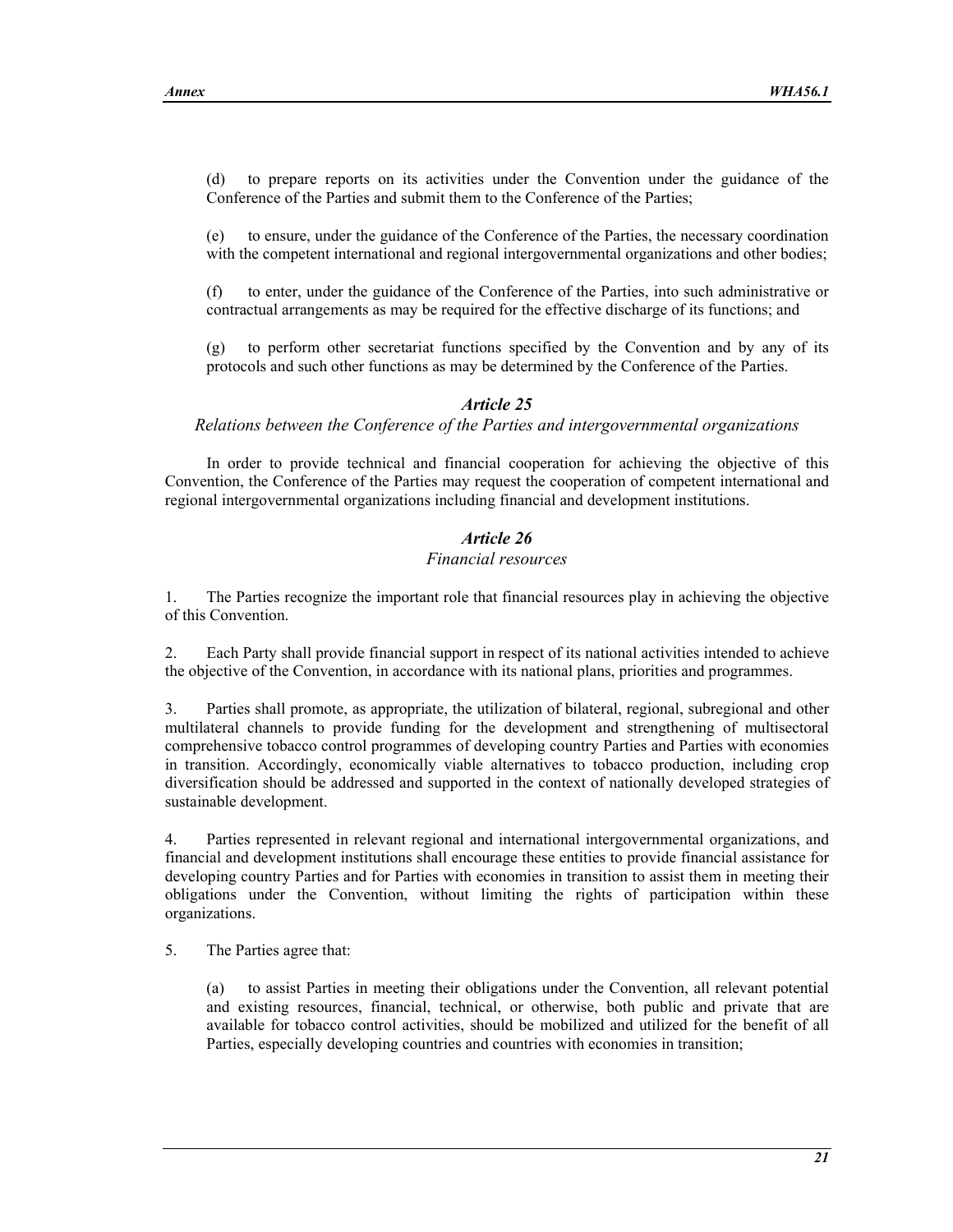(d) to prepare reports on its activities under the Convention under the guidance of the Conference of the Parties and submit them to the Conference of the Parties;

(e) to ensure, under the guidance of the Conference of the Parties, the necessary coordination with the competent international and regional intergovernmental organizations and other bodies;

(f) to enter, under the guidance of the Conference of the Parties, into such administrative or contractual arrangements as may be required for the effective discharge of its functions; and

(g) to perform other secretariat functions specified by the Convention and by any of its protocols and such other functions as may be determined by the Conference of the Parties.

### *Article 25*
#### *Relations between the Conference of the Parties and intergovernmental organizations*

In order to provide technical and financial cooperation for achieving the objective of this Convention, the Conference of the Parties may request the cooperation of competent international and regional intergovernmental organizations including financial and development institutions.

### *Article 26*
#### *Financial resources*

1. The Parties recognize the important role that financial resources play in achieving the objective of this Convention.

2. Each Party shall provide financial support in respect of its national activities intended to achieve the objective of the Convention, in accordance with its national plans, priorities and programmes.

3. Parties shall promote, as appropriate, the utilization of bilateral, regional, subregional and other multilateral channels to provide funding for the development and strengthening of multisectoral comprehensive tobacco control programmes of developing country Parties and Parties with economies in transition. Accordingly, economically viable alternatives to tobacco production, including crop diversification should be addressed and supported in the context of nationally developed strategies of sustainable development.

4. Parties represented in relevant regional and international intergovernmental organizations, and financial and development institutions shall encourage these entities to provide financial assistance for developing country Parties and for Parties with economies in transition to assist them in meeting their obligations under the Convention, without limiting the rights of participation within these organizations.

5. The Parties agree that:

(a) to assist Parties in meeting their obligations under the Convention, all relevant potential and existing resources, financial, technical, or otherwise, both public and private that are available for tobacco control activities, should be mobilized and utilized for the benefit of all Parties, especially developing countries and countries with economies in transition;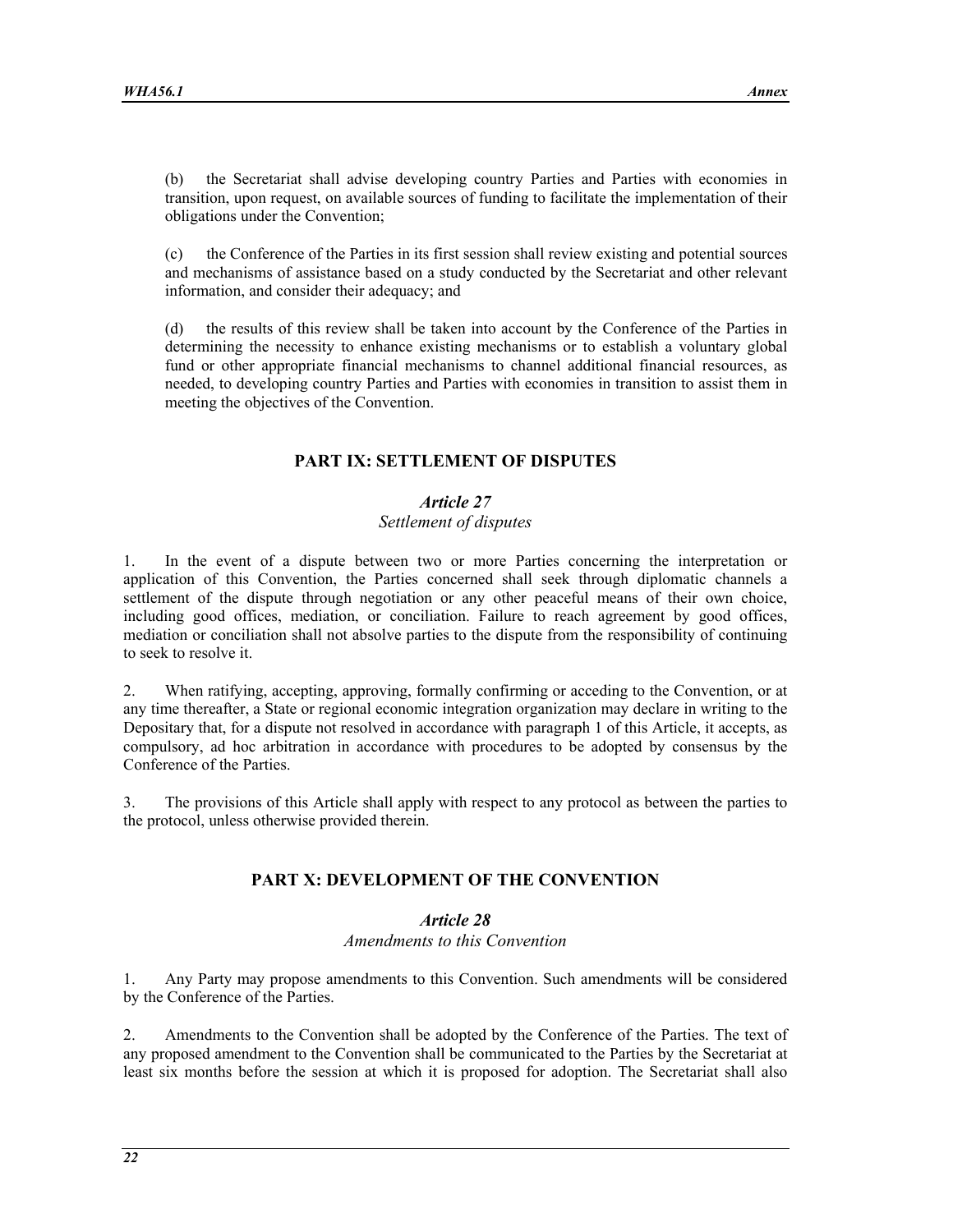(b) the Secretariat shall advise developing country Parties and Parties with economies in transition, upon request, on available sources of funding to facilitate the implementation of their obligations under the Convention;

(c) the Conference of the Parties in its first session shall review existing and potential sources and mechanisms of assistance based on a study conducted by the Secretariat and other relevant information, and consider their adequacy; and

(d) the results of this review shall be taken into account by the Conference of the Parties in determining the necessity to enhance existing mechanisms or to establish a voluntary global fund or other appropriate financial mechanisms to channel additional financial resources, as needed, to developing country Parties and Parties with economies in transition to assist them in meeting the objectives of the Convention.

## PART IX: SETTLEMENT OF DISPUTES

### *Article 27*
*Settlement of disputes*

1. In the event of a dispute between two or more Parties concerning the interpretation or application of this Convention, the Parties concerned shall seek through diplomatic channels a settlement of the dispute through negotiation or any other peaceful means of their own choice, including good offices, mediation, or conciliation. Failure to reach agreement by good offices, mediation or conciliation shall not absolve parties to the dispute from the responsibility of continuing to seek to resolve it.

2. When ratifying, accepting, approving, formally confirming or acceding to the Convention, or at any time thereafter, a State or regional economic integration organization may declare in writing to the Depositary that, for a dispute not resolved in accordance with paragraph 1 of this Article, it accepts, as compulsory, ad hoc arbitration in accordance with procedures to be adopted by consensus by the Conference of the Parties.

3. The provisions of this Article shall apply with respect to any protocol as between the parties to the protocol, unless otherwise provided therein.

## PART X: DEVELOPMENT OF THE CONVENTION

### *Article 28*
*Amendments to this Convention*

1. Any Party may propose amendments to this Convention. Such amendments will be considered by the Conference of the Parties.

2. Amendments to the Convention shall be adopted by the Conference of the Parties. The text of any proposed amendment to the Convention shall be communicated to the Parties by the Secretariat at least six months before the session at which it is proposed for adoption. The Secretariat shall also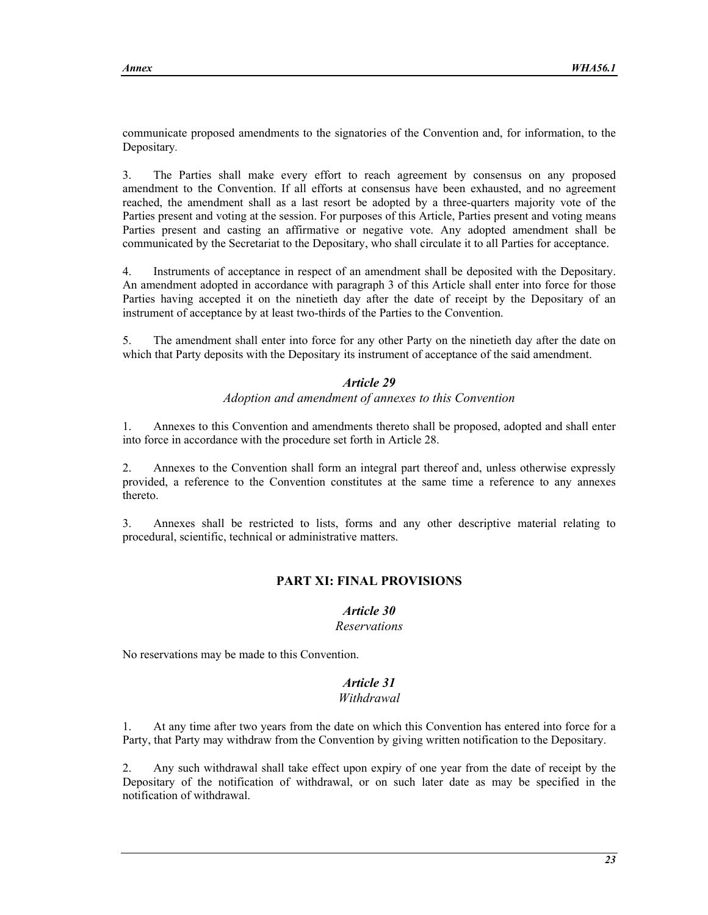communicate proposed amendments to the signatories of the Convention and, for information, to the Depositary.

3. The Parties shall make every effort to reach agreement by consensus on any proposed amendment to the Convention. If all efforts at consensus have been exhausted, and no agreement reached, the amendment shall as a last resort be adopted by a three-quarters majority vote of the Parties present and voting at the session. For purposes of this Article, Parties present and voting means Parties present and casting an affirmative or negative vote. Any adopted amendment shall be communicated by the Secretariat to the Depositary, who shall circulate it to all Parties for acceptance.

4. Instruments of acceptance in respect of an amendment shall be deposited with the Depositary. An amendment adopted in accordance with paragraph 3 of this Article shall enter into force for those Parties having accepted it on the ninetieth day after the date of receipt by the Depositary of an instrument of acceptance by at least two-thirds of the Parties to the Convention.

5. The amendment shall enter into force for any other Party on the ninetieth day after the date on which that Party deposits with the Depositary its instrument of acceptance of the said amendment.

### *Article 29*

*Adoption and amendment of annexes to this Convention*

1. Annexes to this Convention and amendments thereto shall be proposed, adopted and shall enter into force in accordance with the procedure set forth in Article 28.

2. Annexes to the Convention shall form an integral part thereof and, unless otherwise expressly provided, a reference to the Convention constitutes at the same time a reference to any annexes thereto.

3. Annexes shall be restricted to lists, forms and any other descriptive material relating to procedural, scientific, technical or administrative matters.

## PART XI: FINAL PROVISIONS

### *Article 30*

*Reservations*

No reservations may be made to this Convention.

### *Article 31*

*Withdrawal*

1. At any time after two years from the date on which this Convention has entered into force for a Party, that Party may withdraw from the Convention by giving written notification to the Depositary.

2. Any such withdrawal shall take effect upon expiry of one year from the date of receipt by the Depositary of the notification of withdrawal, or on such later date as may be specified in the notification of withdrawal.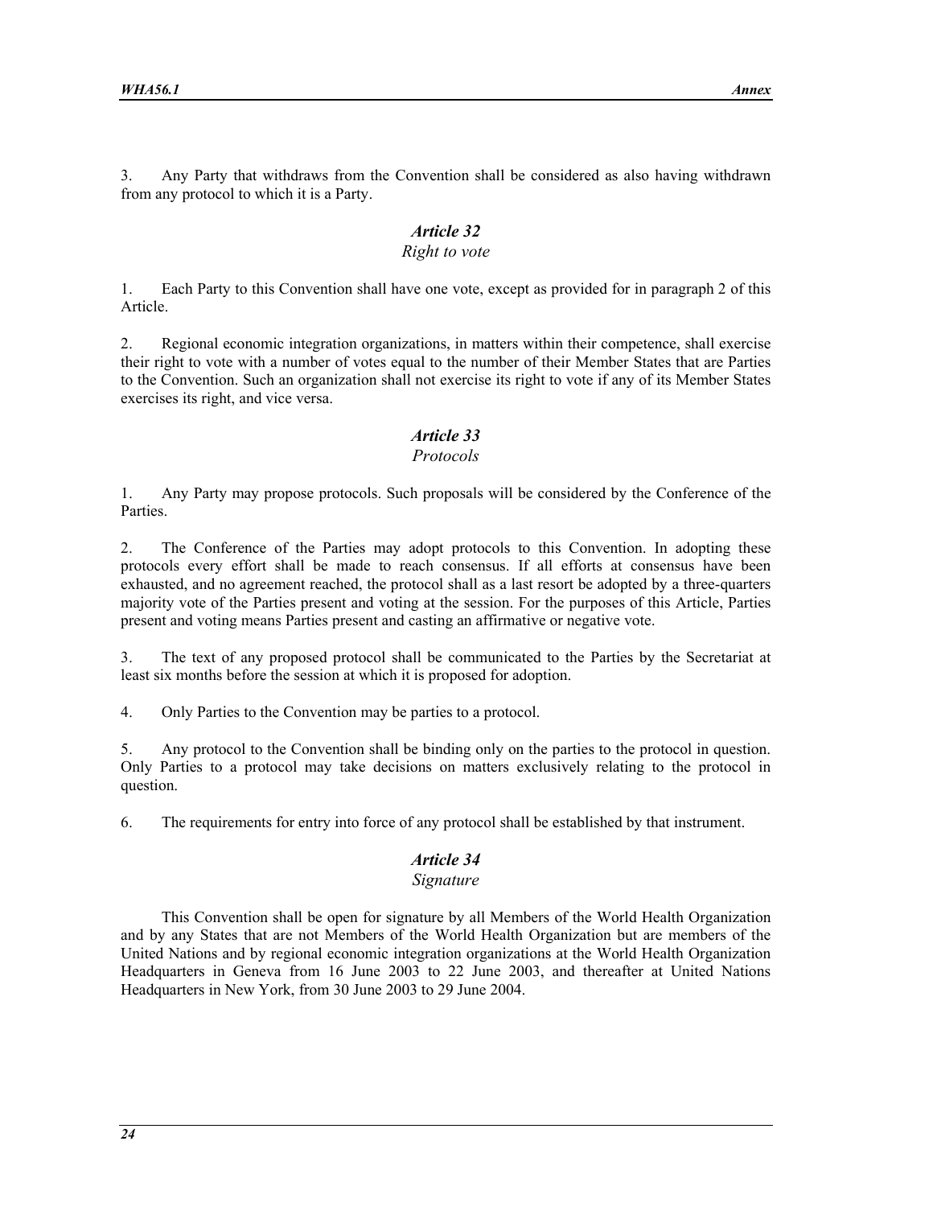3. Any Party that withdraws from the Convention shall be considered as also having withdrawn from any protocol to which it is a Party.

## *Article 32*
### *Right to vote*

1. Each Party to this Convention shall have one vote, except as provided for in paragraph 2 of this Article.

2. Regional economic integration organizations, in matters within their competence, shall exercise their right to vote with a number of votes equal to the number of their Member States that are Parties to the Convention. Such an organization shall not exercise its right to vote if any of its Member States exercises its right, and vice versa.

## *Article 33*
### *Protocols*

1. Any Party may propose protocols. Such proposals will be considered by the Conference of the Parties.

2. The Conference of the Parties may adopt protocols to this Convention. In adopting these protocols every effort shall be made to reach consensus. If all efforts at consensus have been exhausted, and no agreement reached, the protocol shall as a last resort be adopted by a three-quarters majority vote of the Parties present and voting at the session. For the purposes of this Article, Parties present and voting means Parties present and casting an affirmative or negative vote.

3. The text of any proposed protocol shall be communicated to the Parties by the Secretariat at least six months before the session at which it is proposed for adoption.

4. Only Parties to the Convention may be parties to a protocol.

5. Any protocol to the Convention shall be binding only on the parties to the protocol in question. Only Parties to a protocol may take decisions on matters exclusively relating to the protocol in question.

6. The requirements for entry into force of any protocol shall be established by that instrument.

## *Article 34*
### *Signature*

This Convention shall be open for signature by all Members of the World Health Organization and by any States that are not Members of the World Health Organization but are members of the United Nations and by regional economic integration organizations at the World Health Organization Headquarters in Geneva from 16 June 2003 to 22 June 2003, and thereafter at United Nations Headquarters in New York, from 30 June 2003 to 29 June 2004.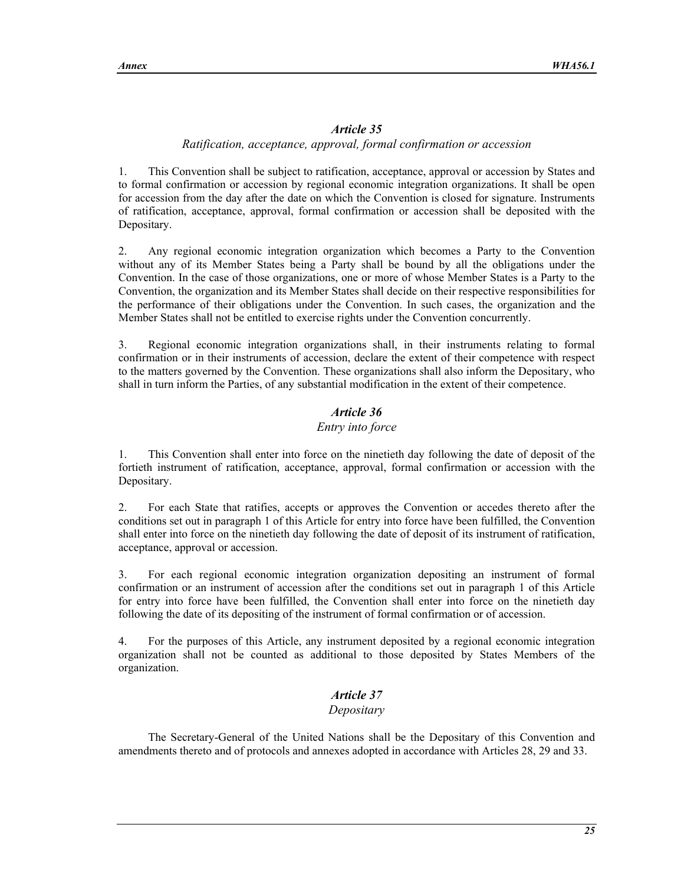### *Article 35*

*Ratification, acceptance, approval, formal confirmation or accession*

1. This Convention shall be subject to ratification, acceptance, approval or accession by States and to formal confirmation or accession by regional economic integration organizations. It shall be open for accession from the day after the date on which the Convention is closed for signature. Instruments of ratification, acceptance, approval, formal confirmation or accession shall be deposited with the Depositary.

2. Any regional economic integration organization which becomes a Party to the Convention without any of its Member States being a Party shall be bound by all the obligations under the Convention. In the case of those organizations, one or more of whose Member States is a Party to the Convention, the organization and its Member States shall decide on their respective responsibilities for the performance of their obligations under the Convention. In such cases, the organization and the Member States shall not be entitled to exercise rights under the Convention concurrently.

3. Regional economic integration organizations shall, in their instruments relating to formal confirmation or in their instruments of accession, declare the extent of their competence with respect to the matters governed by the Convention. These organizations shall also inform the Depositary, who shall in turn inform the Parties, of any substantial modification in the extent of their competence.

### *Article 36*

*Entry into force*

1. This Convention shall enter into force on the ninetieth day following the date of deposit of the fortieth instrument of ratification, acceptance, approval, formal confirmation or accession with the Depositary.

2. For each State that ratifies, accepts or approves the Convention or accedes thereto after the conditions set out in paragraph 1 of this Article for entry into force have been fulfilled, the Convention shall enter into force on the ninetieth day following the date of deposit of its instrument of ratification, acceptance, approval or accession.

3. For each regional economic integration organization depositing an instrument of formal confirmation or an instrument of accession after the conditions set out in paragraph 1 of this Article for entry into force have been fulfilled, the Convention shall enter into force on the ninetieth day following the date of its depositing of the instrument of formal confirmation or of accession.

4. For the purposes of this Article, any instrument deposited by a regional economic integration organization shall not be counted as additional to those deposited by States Members of the organization.

### *Article 37*

*Depositary*

The Secretary-General of the United Nations shall be the Depositary of this Convention and amendments thereto and of protocols and annexes adopted in accordance with Articles 28, 29 and 33.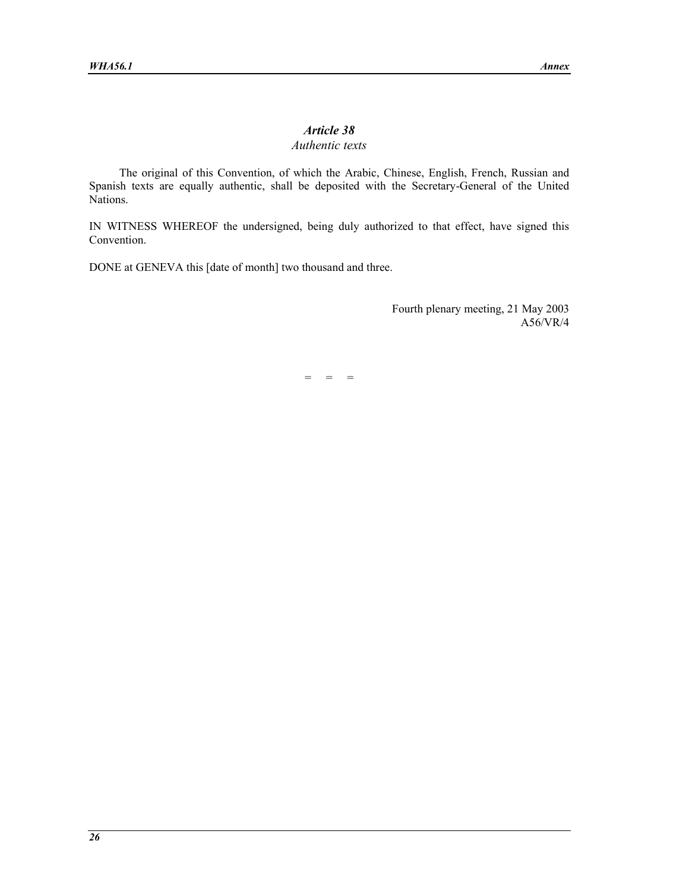### *Article 38*

*Authentic texts*

The original of this Convention, of which the Arabic, Chinese, English, French, Russian and Spanish texts are equally authentic, shall be deposited with the Secretary-General of the United Nations.

IN WITNESS WHEREOF the undersigned, being duly authorized to that effect, have signed this Convention.

DONE at GENEVA this [date of month] two thousand and three.

Fourth plenary meeting, 21 May 2003
A56/VR/4

= = =